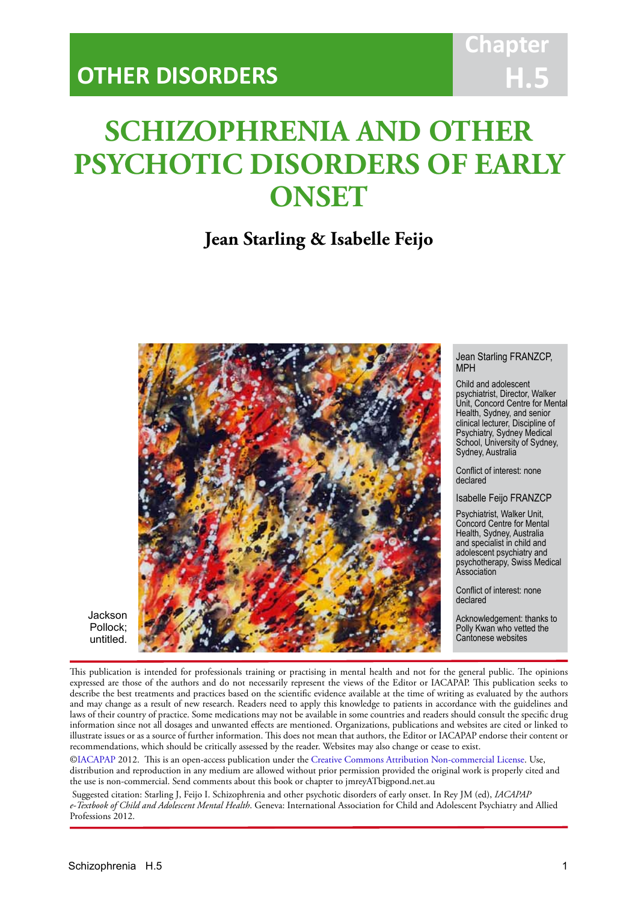# OTHER DISORDERS

Chapter H.5

# SCHIZOPHRENIA AND OTHER PSYCHOTIC DISORDERS OF EARLY ONSET

## Jean Starling & Isabelle Feijo

Jackson Pollock; untitled.

Jean Starling FRANZCP, MPH

Child and adolescent psychiatrist, Director, Walker Unit, Concord Centre for Mental Health, Sydney, and senior clinical lecturer, Discipline of Psychiatry, Sydney Medical School, University of Sydney, Sydney, Australia

Conflict of interest: none declared

Isabelle Feijo FRANZCP

Psychiatrist, Walker Unit, Concord Centre for Mental Health, Sydney, Australia and specialist in child and adolescent psychiatry and psychotherapy, Swiss Medical Association

Conflict of interest: none declared

Acknowledgement: thanks to Polly Kwan who vetted the Cantonese websites

This publication is intended for professionals training or practising in mental health and not for the general public. The opinions expressed are those of the authors and do not necessarily represent the views of the Editor or IACAPAP. This publication seeks to describe the best treatments and practices based on the scientific evidence available at the time of writing as evaluated by the authors and may change as a result of new research. Readers need to apply this knowledge to patients in accordance with the guidelines and laws of their country of practice. Some medications may not be available in some countries and readers should consult the specific drug information since not all dosages and unwanted effects are mentioned. Organizations, publications and websites are cited or linked to illustrate issues or as a source of further information. This does not mean that authors, the Editor or IACAPAP endorse their content or recommendations, which should be critically assessed by the reader. Websites may also change or cease to exist.

©IACAPAP 2012. This is an open-access publication under the Creative Commons Attribution Non-commercial License. Use, distribution and reproduction in any medium are allowed without prior permission provided the original work is properly cited and the use is non-commercial. Send comments about this book or chapter to jmreyATbigpond.net.au

Suggested citation: Starling J, Feijo I. Schizophrenia and other psychotic disorders of early onset. In Rey JM (ed), *IACAPAP e-Textbook of Child and Adolescent Mental Health*. Geneva: International Association for Child and Adolescent Psychiatry and Allied Professions 2012.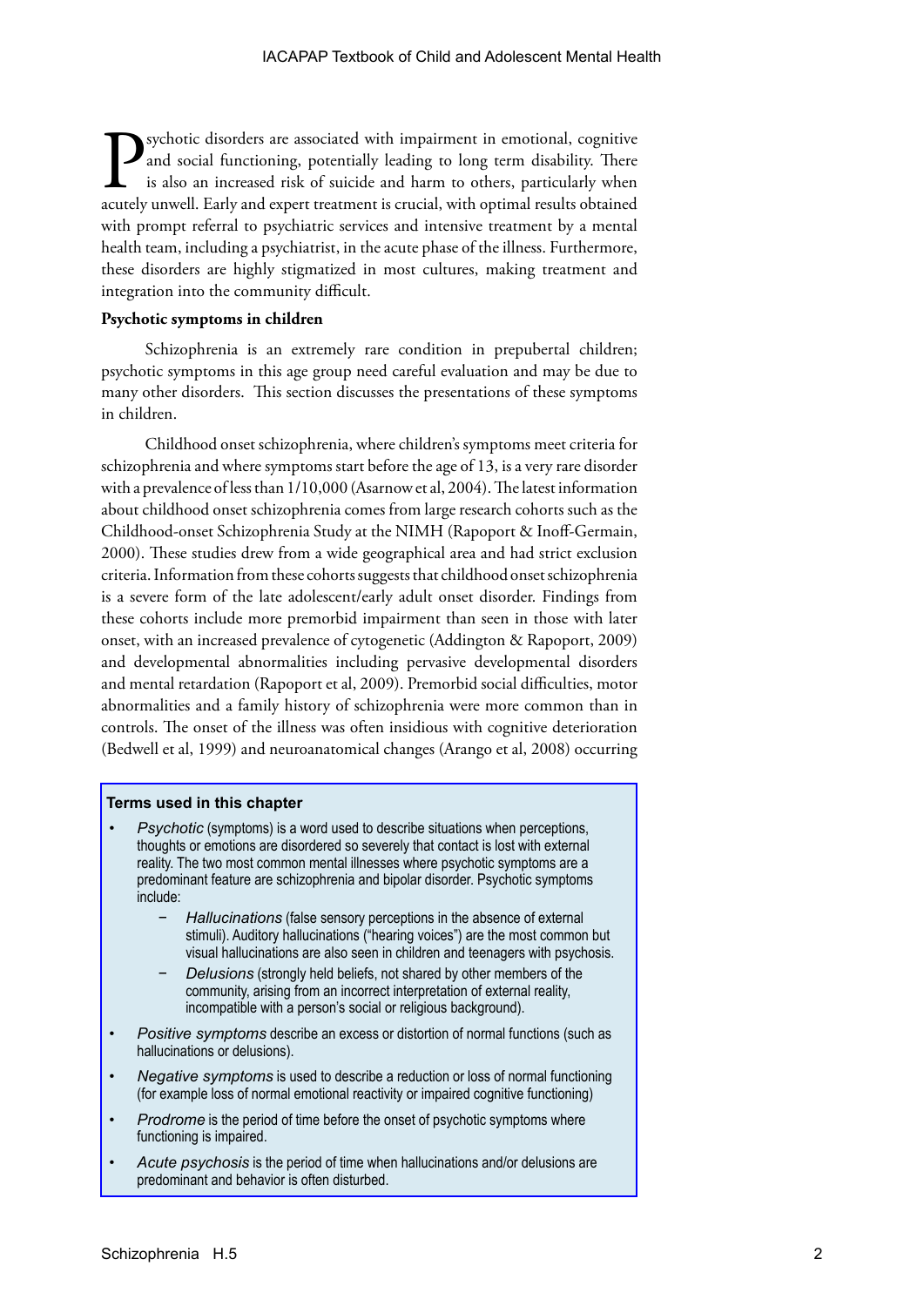Psychotic disorders are associated with impairment in emotional, cognitive and social functioning, potentially leading to long term disability. There is also an increased risk of suicide and harm to others, particularly when acutely unwell. Early and expert treatment is crucial, with optimal results obtained with prompt referral to psychiatric services and intensive treatment by a mental health team, including a psychiatrist, in the acute phase of the illness. Furthermore, these disorders are highly stigmatized in most cultures, making treatment and integration into the community difficult.

**Psychotic symptoms in children**

Schizophrenia is an extremely rare condition in prepubertal children; psychotic symptoms in this age group need careful evaluation and may be due to many other disorders. This section discusses the presentations of these symptoms in children.

Childhood onset schizophrenia, where children's symptoms meet criteria for schizophrenia and where symptoms start before the age of 13, is a very rare disorder with a prevalence of less than 1/10,000 (Asarnow et al, 2004). The latest information about childhood onset schizophrenia comes from large research cohorts such as the Childhood-onset Schizophrenia Study at the NIMH (Rapoport & Inoff-Germain, 2000). These studies drew from a wide geographical area and had strict exclusion criteria. Information from these cohorts suggests that childhood onset schizophrenia is a severe form of the late adolescent/early adult onset disorder. Findings from these cohorts include more premorbid impairment than seen in those with later onset, with an increased prevalence of cytogenetic (Addington & Rapoport, 2009) and developmental abnormalities including pervasive developmental disorders and mental retardation (Rapoport et al, 2009). Premorbid social difficulties, motor abnormalities and a family history of schizophrenia were more common than in controls. The onset of the illness was often insidious with cognitive deterioration (Bedwell et al, 1999) and neuroanatomical changes (Arango et al, 2008) occurring

**Terms used in this chapter**

- *Psychotic* (symptoms) is a word used to describe situations when perceptions, thoughts or emotions are disordered so severely that contact is lost with external reality. The two most common mental illnesses where psychotic symptoms are a predominant feature are schizophrenia and bipolar disorder. Psychotic symptoms include:
  - *Hallucinations* (false sensory perceptions in the absence of external stimuli). Auditory hallucinations ("hearing voices") are the most common but visual hallucinations are also seen in children and teenagers with psychosis.
  - *Delusions* (strongly held beliefs, not shared by other members of the community, arising from an incorrect interpretation of external reality, incompatible with a person's social or religious background).
- *Positive symptoms* describe an excess or distortion of normal functions (such as hallucinations or delusions).
- *Negative symptoms* is used to describe a reduction or loss of normal functioning (for example loss of normal emotional reactivity or impaired cognitive functioning)
- *Prodrome* is the period of time before the onset of psychotic symptoms where functioning is impaired.
- *Acute psychosis* is the period of time when hallucinations and/or delusions are predominant and behavior is often disturbed.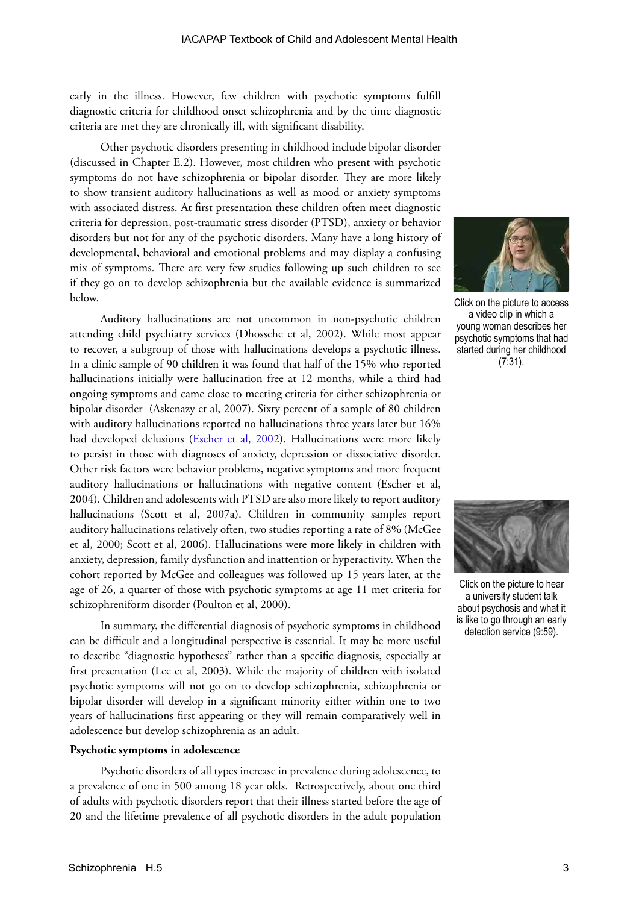early in the illness. However, few children with psychotic symptoms fulfill diagnostic criteria for childhood onset schizophrenia and by the time diagnostic criteria are met they are chronically ill, with significant disability.

Other psychotic disorders presenting in childhood include bipolar disorder (discussed in Chapter E.2). However, most children who present with psychotic symptoms do not have schizophrenia or bipolar disorder. They are more likely to show transient auditory hallucinations as well as mood or anxiety symptoms with associated distress. At first presentation these children often meet diagnostic criteria for depression, post-traumatic stress disorder (PTSD), anxiety or behavior disorders but not for any of the psychotic disorders. Many have a long history of developmental, behavioral and emotional problems and may display a confusing mix of symptoms. There are very few studies following up such children to see if they go on to develop schizophrenia but the available evidence is summarized below.

Click on the picture to access a video clip in which a young woman describes her psychotic symptoms that had started during her childhood (7:31).

Auditory hallucinations are not uncommon in non-psychotic children attending child psychiatry services (Dhossche et al, 2002). While most appear to recover, a subgroup of those with hallucinations develops a psychotic illness. In a clinic sample of 90 children it was found that half of the 15% who reported hallucinations initially were hallucination free at 12 months, while a third had ongoing symptoms and came close to meeting criteria for either schizophrenia or bipolar disorder (Askenazy et al, 2007). Sixty percent of a sample of 80 children with auditory hallucinations reported no hallucinations three years later but 16% had developed delusions (Escher et al, 2002). Hallucinations were more likely to persist in those with diagnoses of anxiety, depression or dissociative disorder. Other risk factors were behavior problems, negative symptoms and more frequent auditory hallucinations or hallucinations with negative content (Escher et al, 2004). Children and adolescents with PTSD are also more likely to report auditory hallucinations (Scott et al, 2007a). Children in community samples report auditory hallucinations relatively often, two studies reporting a rate of 8% (McGee et al, 2000; Scott et al, 2006). Hallucinations were more likely in children with anxiety, depression, family dysfunction and inattention or hyperactivity. When the cohort reported by McGee and colleagues was followed up 15 years later, at the age of 26, a quarter of those with psychotic symptoms at age 11 met criteria for schizophreniform disorder (Poulton et al, 2000).

Click on the picture to hear a university student talk about psychosis and what it is like to go through an early detection service (9:59).

In summary, the differential diagnosis of psychotic symptoms in childhood can be difficult and a longitudinal perspective is essential. It may be more useful to describe "diagnostic hypotheses" rather than a specific diagnosis, especially at first presentation (Lee et al, 2003). While the majority of children with isolated psychotic symptoms will not go on to develop schizophrenia, schizophrenia or bipolar disorder will develop in a significant minority either within one to two years of hallucinations first appearing or they will remain comparatively well in adolescence but develop schizophrenia as an adult.

**Psychotic symptoms in adolescence**

Psychotic disorders of all types increase in prevalence during adolescence, to a prevalence of one in 500 among 18 year olds. Retrospectively, about one third of adults with psychotic disorders report that their illness started before the age of 20 and the lifetime prevalence of all psychotic disorders in the adult population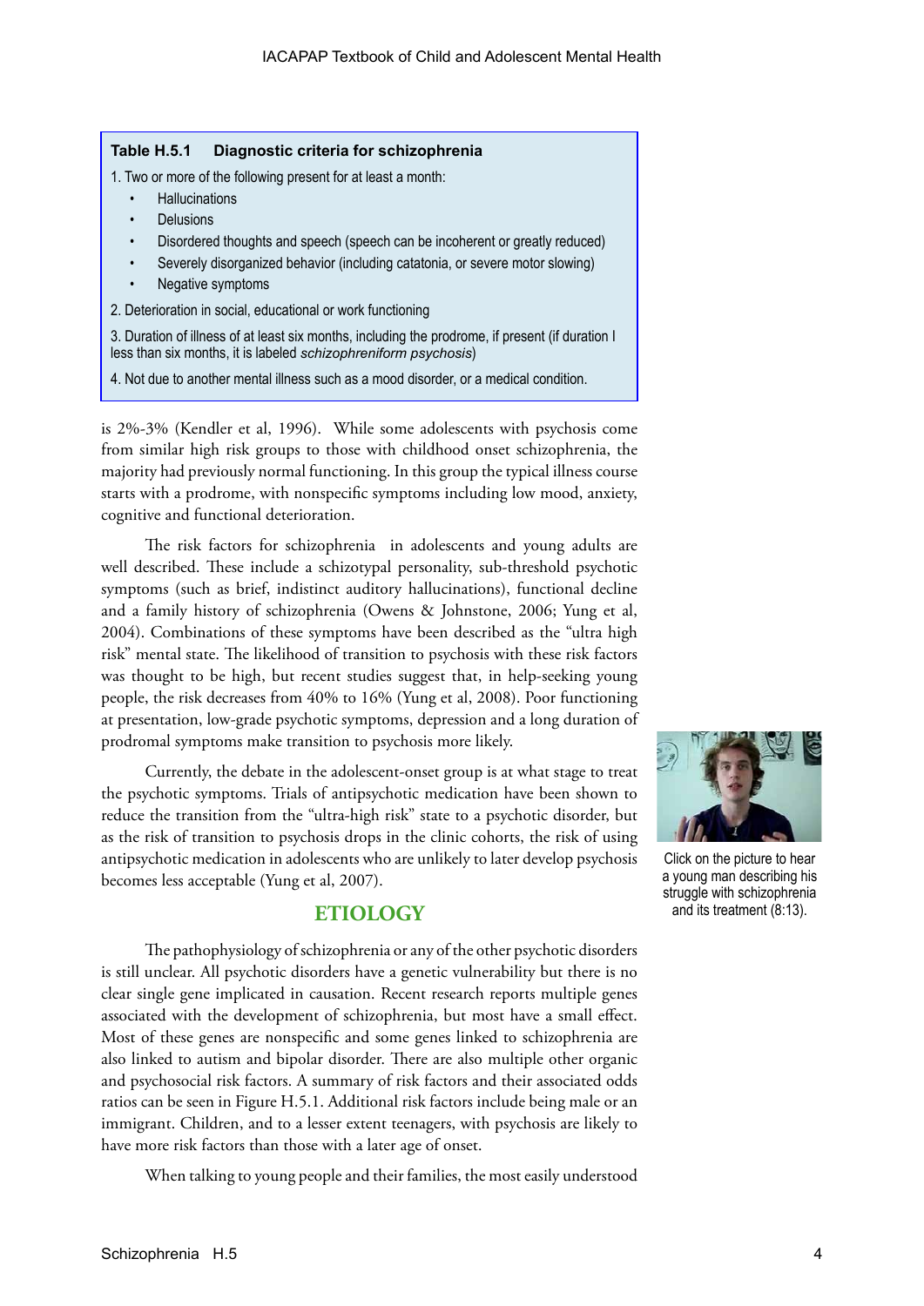**Table H.5.1 Diagnostic criteria for schizophrenia**

1. Two or more of the following present for at least a month:
   - Hallucinations
   - Delusions
   - Disordered thoughts and speech (speech can be incoherent or greatly reduced)
   - Severely disorganized behavior (including catatonia, or severe motor slowing)
   - Negative symptoms
2. Deterioration in social, educational or work functioning
3. Duration of illness of at least six months, including the prodrome, if present (if duration I less than six months, it is labeled *schizophreniform psychosis*)
4. Not due to another mental illness such as a mood disorder, or a medical condition.

is 2%-3% (Kendler et al, 1996). While some adolescents with psychosis come from similar high risk groups to those with childhood onset schizophrenia, the majority had previously normal functioning. In this group the typical illness course starts with a prodrome, with nonspecific symptoms including low mood, anxiety, cognitive and functional deterioration.

The risk factors for schizophrenia in adolescents and young adults are well described. These include a schizotypal personality, sub-threshold psychotic symptoms (such as brief, indistinct auditory hallucinations), functional decline and a family history of schizophrenia (Owens & Johnstone, 2006; Yung et al, 2004). Combinations of these symptoms have been described as the "ultra high risk" mental state. The likelihood of transition to psychosis with these risk factors was thought to be high, but recent studies suggest that, in help-seeking young people, the risk decreases from 40% to 16% (Yung et al, 2008). Poor functioning at presentation, low-grade psychotic symptoms, depression and a long duration of prodromal symptoms make transition to psychosis more likely.

Currently, the debate in the adolescent-onset group is at what stage to treat the psychotic symptoms. Trials of antipsychotic medication have been shown to reduce the transition from the "ultra-high risk" state to a psychotic disorder, but as the risk of transition to psychosis drops in the clinic cohorts, the risk of using antipsychotic medication in adolescents who are unlikely to later develop psychosis becomes less acceptable (Yung et al, 2007).

Click on the picture to hear a young man describing his struggle with schizophrenia and its treatment (8:13).

## ETIOLOGY

The pathophysiology of schizophrenia or any of the other psychotic disorders is still unclear. All psychotic disorders have a genetic vulnerability but there is no clear single gene implicated in causation. Recent research reports multiple genes associated with the development of schizophrenia, but most have a small effect. Most of these genes are nonspecific and some genes linked to schizophrenia are also linked to autism and bipolar disorder. There are also multiple other organic and psychosocial risk factors. A summary of risk factors and their associated odds ratios can be seen in Figure H.5.1. Additional risk factors include being male or an immigrant. Children, and to a lesser extent teenagers, with psychosis are likely to have more risk factors than those with a later age of onset.

When talking to young people and their families, the most easily understood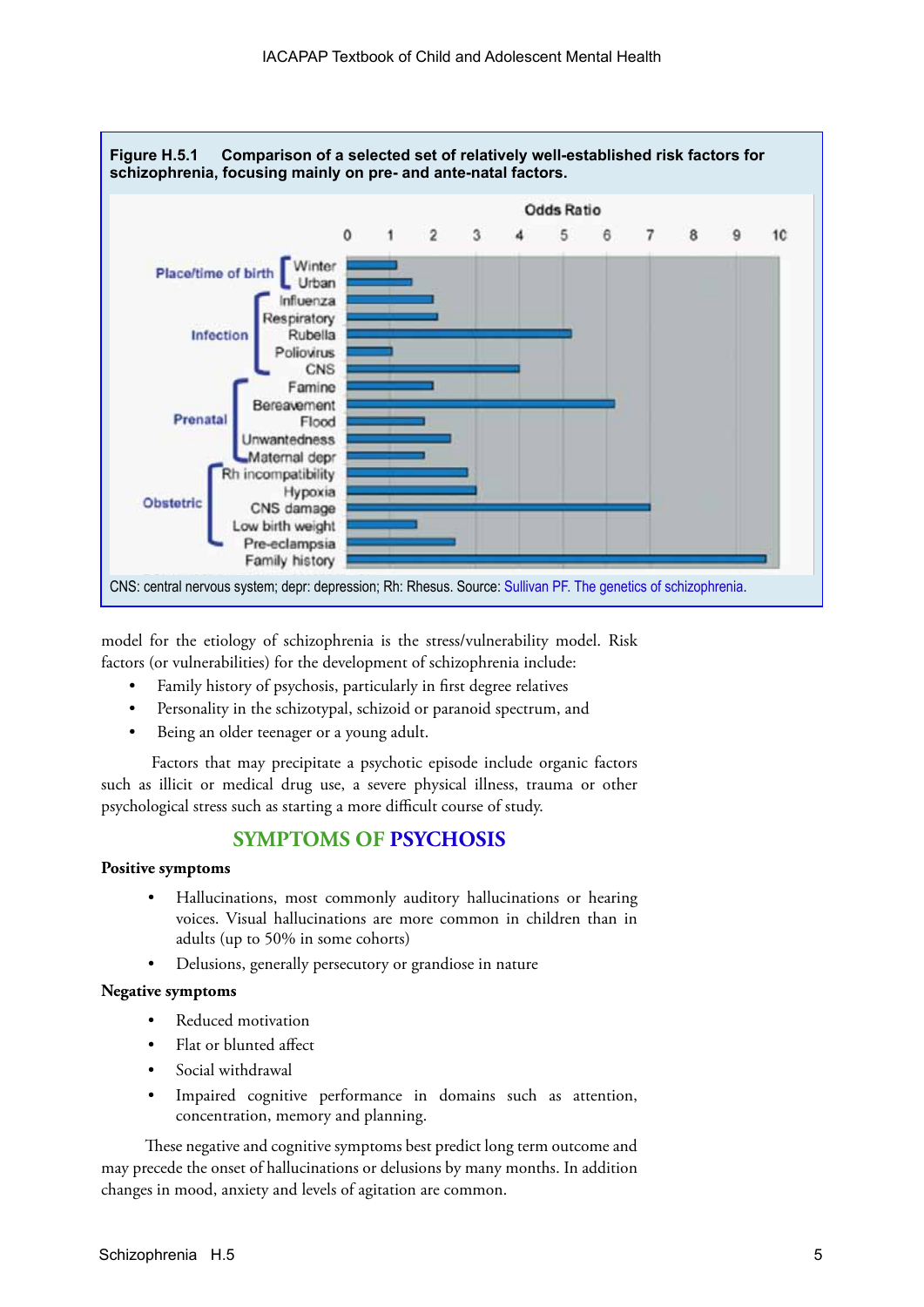**Figure H.5.1 Comparison of a selected set of relatively well-established risk factors for schizophrenia, focusing mainly on pre- and ante-natal factors.**

CNS: central nervous system; depr: depression; Rh: Rhesus. Source: Sullivan PF. The genetics of schizophrenia.

model for the etiology of schizophrenia is the stress/vulnerability model. Risk factors (or vulnerabilities) for the development of schizophrenia include:

- Family history of psychosis, particularly in first degree relatives
- Personality in the schizotypal, schizoid or paranoid spectrum, and
- Being an older teenager or a young adult.

Factors that may precipitate a psychotic episode include organic factors such as illicit or medical drug use, a severe physical illness, trauma or other psychological stress such as starting a more difficult course of study.

## SYMPTOMS OF PSYCHOSIS

**Positive symptoms**

- Hallucinations, most commonly auditory hallucinations or hearing voices. Visual hallucinations are more common in children than in adults (up to 50% in some cohorts)
- Delusions, generally persecutory or grandiose in nature

**Negative symptoms**

- Reduced motivation
- Flat or blunted affect
- Social withdrawal
- Impaired cognitive performance in domains such as attention, concentration, memory and planning.

These negative and cognitive symptoms best predict long term outcome and may precede the onset of hallucinations or delusions by many months. In addition changes in mood, anxiety and levels of agitation are common.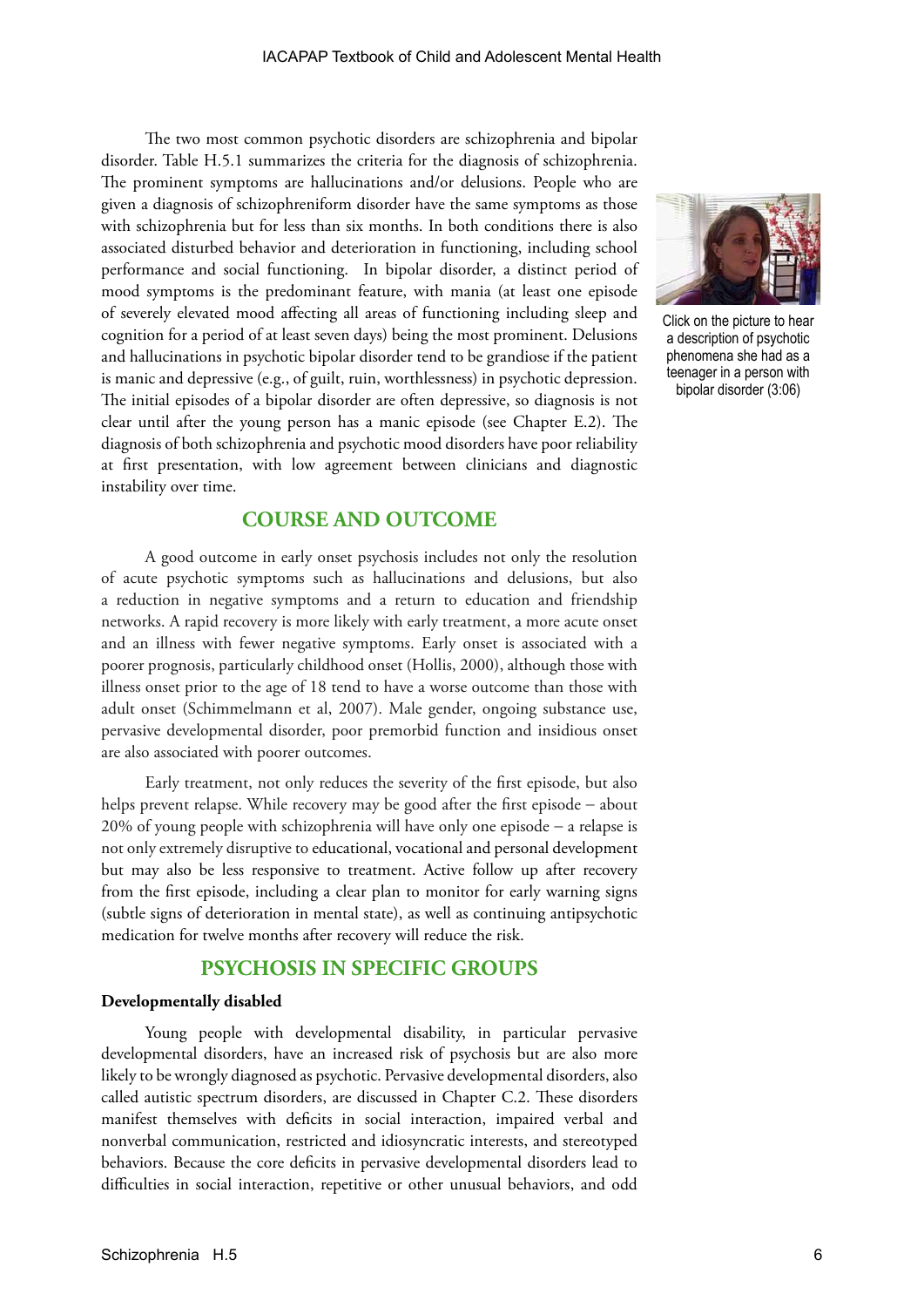The two most common psychotic disorders are schizophrenia and bipolar disorder. Table H.5.1 summarizes the criteria for the diagnosis of schizophrenia. The prominent symptoms are hallucinations and/or delusions. People who are given a diagnosis of schizophreniform disorder have the same symptoms as those with schizophrenia but for less than six months. In both conditions there is also associated disturbed behavior and deterioration in functioning, including school performance and social functioning. In bipolar disorder, a distinct period of mood symptoms is the predominant feature, with mania (at least one episode of severely elevated mood affecting all areas of functioning including sleep and cognition for a period of at least seven days) being the most prominent. Delusions and hallucinations in psychotic bipolar disorder tend to be grandiose if the patient is manic and depressive (e.g., of guilt, ruin, worthlessness) in psychotic depression. The initial episodes of a bipolar disorder are often depressive, so diagnosis is not clear until after the young person has a manic episode (see Chapter E.2). The diagnosis of both schizophrenia and psychotic mood disorders have poor reliability at first presentation, with low agreement between clinicians and diagnostic instability over time.

Click on the picture to hear a description of psychotic phenomena she had as a teenager in a person with bipolar disorder (3:06)

## COURSE AND OUTCOME

A good outcome in early onset psychosis includes not only the resolution of acute psychotic symptoms such as hallucinations and delusions, but also a reduction in negative symptoms and a return to education and friendship networks. A rapid recovery is more likely with early treatment, a more acute onset and an illness with fewer negative symptoms. Early onset is associated with a poorer prognosis, particularly childhood onset (Hollis, 2000), although those with illness onset prior to the age of 18 tend to have a worse outcome than those with adult onset (Schimmelmann et al, 2007). Male gender, ongoing substance use, pervasive developmental disorder, poor premorbid function and insidious onset are also associated with poorer outcomes.

Early treatment, not only reduces the severity of the first episode, but also helps prevent relapse. While recovery may be good after the first episode – about 20% of young people with schizophrenia will have only one episode – a relapse is not only extremely disruptive to educational, vocational and personal development but may also be less responsive to treatment. Active follow up after recovery from the first episode, including a clear plan to monitor for early warning signs (subtle signs of deterioration in mental state), as well as continuing antipsychotic medication for twelve months after recovery will reduce the risk.

## PSYCHOSIS IN SPECIFIC GROUPS

**Developmentally disabled**

Young people with developmental disability, in particular pervasive developmental disorders, have an increased risk of psychosis but are also more likely to be wrongly diagnosed as psychotic. Pervasive developmental disorders, also called autistic spectrum disorders, are discussed in Chapter C.2. These disorders manifest themselves with deficits in social interaction, impaired verbal and nonverbal communication, restricted and idiosyncratic interests, and stereotyped behaviors. Because the core deficits in pervasive developmental disorders lead to difficulties in social interaction, repetitive or other unusual behaviors, and odd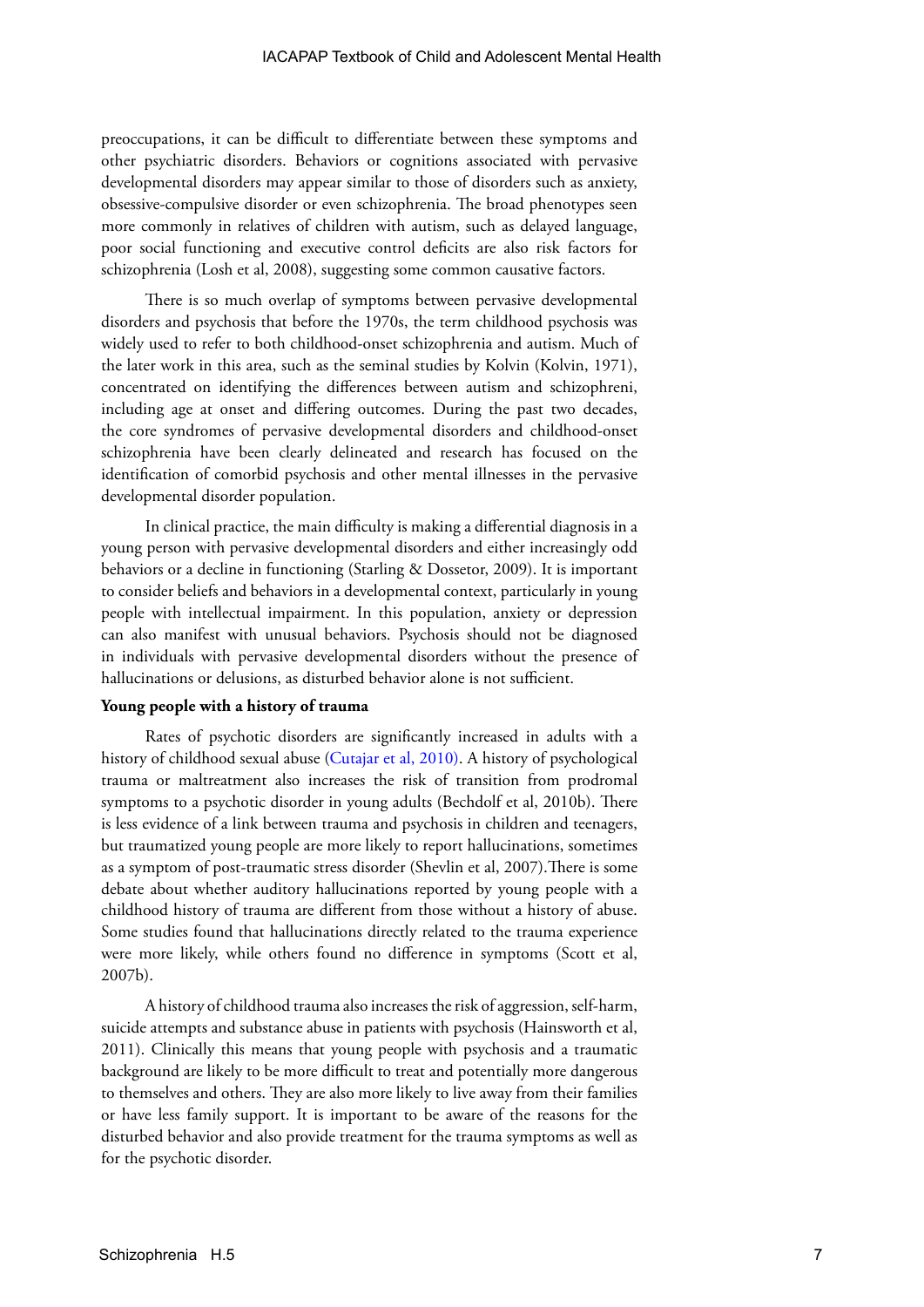preoccupations, it can be difficult to differentiate between these symptoms and other psychiatric disorders. Behaviors or cognitions associated with pervasive developmental disorders may appear similar to those of disorders such as anxiety, obsessive-compulsive disorder or even schizophrenia. The broad phenotypes seen more commonly in relatives of children with autism, such as delayed language, poor social functioning and executive control deficits are also risk factors for schizophrenia (Losh et al, 2008), suggesting some common causative factors.

There is so much overlap of symptoms between pervasive developmental disorders and psychosis that before the 1970s, the term childhood psychosis was widely used to refer to both childhood-onset schizophrenia and autism. Much of the later work in this area, such as the seminal studies by Kolvin (Kolvin, 1971), concentrated on identifying the differences between autism and schizophreni, including age at onset and differing outcomes. During the past two decades, the core syndromes of pervasive developmental disorders and childhood-onset schizophrenia have been clearly delineated and research has focused on the identification of comorbid psychosis and other mental illnesses in the pervasive developmental disorder population.

In clinical practice, the main difficulty is making a differential diagnosis in a young person with pervasive developmental disorders and either increasingly odd behaviors or a decline in functioning (Starling & Dossetor, 2009). It is important to consider beliefs and behaviors in a developmental context, particularly in young people with intellectual impairment. In this population, anxiety or depression can also manifest with unusual behaviors. Psychosis should not be diagnosed in individuals with pervasive developmental disorders without the presence of hallucinations or delusions, as disturbed behavior alone is not sufficient.

**Young people with a history of trauma**

Rates of psychotic disorders are significantly increased in adults with a history of childhood sexual abuse (Cutajar et al, 2010). A history of psychological trauma or maltreatment also increases the risk of transition from prodromal symptoms to a psychotic disorder in young adults (Bechdolf et al, 2010b). There is less evidence of a link between trauma and psychosis in children and teenagers, but traumatized young people are more likely to report hallucinations, sometimes as a symptom of post-traumatic stress disorder (Shevlin et al, 2007).There is some debate about whether auditory hallucinations reported by young people with a childhood history of trauma are different from those without a history of abuse. Some studies found that hallucinations directly related to the trauma experience were more likely, while others found no difference in symptoms (Scott et al, 2007b).

A history of childhood trauma also increases the risk of aggression, self-harm, suicide attempts and substance abuse in patients with psychosis (Hainsworth et al, 2011). Clinically this means that young people with psychosis and a traumatic background are likely to be more difficult to treat and potentially more dangerous to themselves and others. They are also more likely to live away from their families or have less family support. It is important to be aware of the reasons for the disturbed behavior and also provide treatment for the trauma symptoms as well as for the psychotic disorder.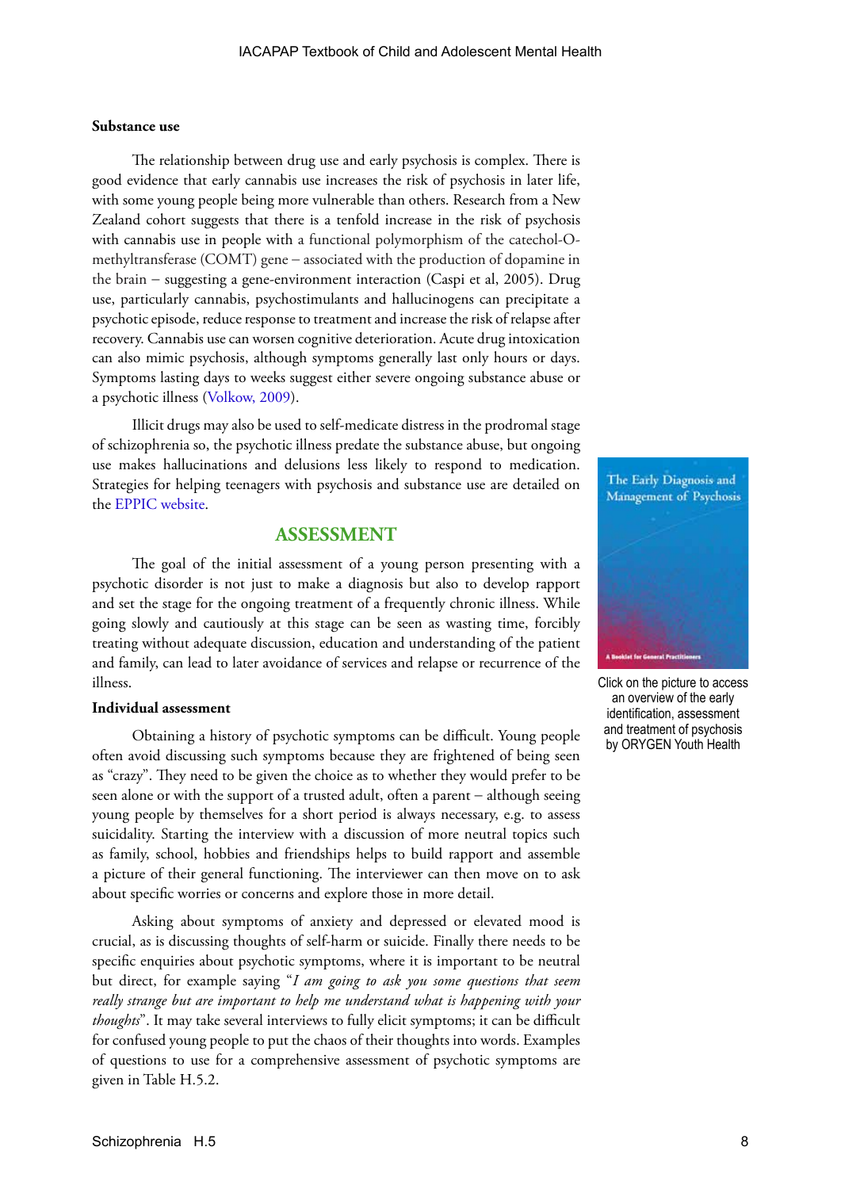### Substance use

The relationship between drug use and early psychosis is complex. There is good evidence that early cannabis use increases the risk of psychosis in later life, with some young people being more vulnerable than others. Research from a New Zealand cohort suggests that there is a tenfold increase in the risk of psychosis with cannabis use in people with a functional polymorphism of the catechol-O-methyltransferase (COMT) gene – associated with the production of dopamine in the brain – suggesting a gene-environment interaction (Caspi et al, 2005). Drug use, particularly cannabis, psychostimulants and hallucinogens can precipitate a psychotic episode, reduce response to treatment and increase the risk of relapse after recovery. Cannabis use can worsen cognitive deterioration. Acute drug intoxication can also mimic psychosis, although symptoms generally last only hours or days. Symptoms lasting days to weeks suggest either severe ongoing substance abuse or a psychotic illness (Volkow, 2009).

Illicit drugs may also be used to self-medicate distress in the prodromal stage of schizophrenia so, the psychotic illness predate the substance abuse, but ongoing use makes hallucinations and delusions less likely to respond to medication. Strategies for helping teenagers with psychosis and substance use are detailed on the EPPIC website.

Click on the picture to access an overview of the early identification, assessment and treatment of psychosis by ORYGEN Youth Health

## ASSESSMENT

The goal of the initial assessment of a young person presenting with a psychotic disorder is not just to make a diagnosis but also to develop rapport and set the stage for the ongoing treatment of a frequently chronic illness. While going slowly and cautiously at this stage can be seen as wasting time, forcibly treating without adequate discussion, education and understanding of the patient and family, can lead to later avoidance of services and relapse or recurrence of the illness.

### Individual assessment

Obtaining a history of psychotic symptoms can be difficult. Young people often avoid discussing such symptoms because they are frightened of being seen as "crazy". They need to be given the choice as to whether they would prefer to be seen alone or with the support of a trusted adult, often a parent – although seeing young people by themselves for a short period is always necessary, e.g. to assess suicidality. Starting the interview with a discussion of more neutral topics such as family, school, hobbies and friendships helps to build rapport and assemble a picture of their general functioning. The interviewer can then move on to ask about specific worries or concerns and explore those in more detail.

Asking about symptoms of anxiety and depressed or elevated mood is crucial, as is discussing thoughts of self-harm or suicide. Finally there needs to be specific enquiries about psychotic symptoms, where it is important to be neutral but direct, for example saying "*I am going to ask you some questions that seem really strange but are important to help me understand what is happening with your thoughts*". It may take several interviews to fully elicit symptoms; it can be difficult for confused young people to put the chaos of their thoughts into words. Examples of questions to use for a comprehensive assessment of psychotic symptoms are given in Table H.5.2.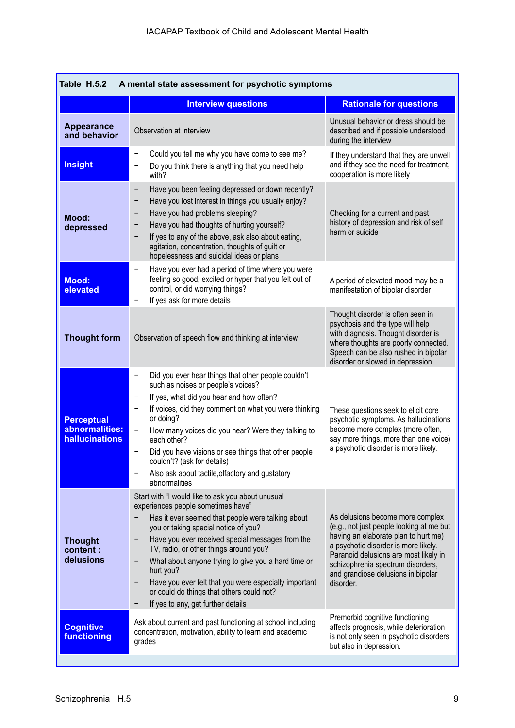**Table H.5.2 A mental state assessment for psychotic symptoms**

| | Interview questions | Rationale for questions |
|---|---|---|
| **Appearance and behavior** | Observation at interview | Unusual behavior or dress should be described and if possible understood during the interview |
| **Insight** | − Could you tell me why you have come to see me?<br>− Do you think there is anything that you need help with? | If they understand that they are unwell and if they see the need for treatment, cooperation is more likely |
| **Mood: depressed** | − Have you been feeling depressed or down recently?<br>− Have you lost interest in things you usually enjoy?<br>− Have you had problems sleeping?<br>− Have you had thoughts of hurting yourself?<br>− If yes to any of the above, ask also about eating, agitation, concentration, thoughts of guilt or hopelessness and suicidal ideas or plans | Checking for a current and past history of depression and risk of self harm or suicide |
| **Mood: elevated** | − Have you ever had a period of time where you were feeling so good, excited or hyper that you felt out of control, or did worrying things?<br>− If yes ask for more details | A period of elevated mood may be a manifestation of bipolar disorder |
| **Thought form** | Observation of speech flow and thinking at interview | Thought disorder is often seen in psychosis and the type will help with diagnosis. Thought disorder is where thoughts are poorly connected. Speech can be also rushed in bipolar disorder or slowed in depression. |
| **Perceptual abnormalities: hallucinations** | − Did you ever hear things that other people couldn't such as noises or people's voices?<br>− If yes, what did you hear and how often?<br>− If voices, did they comment on what you were thinking or doing?<br>− How many voices did you hear? Were they talking to each other?<br>− Did you have visions or see things that other people couldn't? (ask for details)<br>− Also ask about tactile,olfactory and gustatory abnormalities | These questions seek to elicit core psychotic symptoms. As hallucinations become more complex (more often, say more things, more than one voice) a psychotic disorder is more likely. |
| **Thought content : delusions** | Start with "I would like to ask you about unusual experiences people sometimes have"<br>− Has it ever seemed that people were talking about you or taking special notice of you?<br>− Have you ever received special messages from the TV, radio, or other things around you?<br>− What about anyone trying to give you a hard time or hurt you?<br>− Have you ever felt that you were especially important or could do things that others could not?<br>− If yes to any, get further details | As delusions become more complex (e.g., not just people looking at me but having an elaborate plan to hurt me) a psychotic disorder is more likely. Paranoid delusions are most likely in schizophrenia spectrum disorders, and grandiose delusions in bipolar disorder. |
| **Cognitive functioning** | Ask about current and past functioning at school including concentration, motivation, ability to learn and academic grades | Premorbid cognitive functioning affects prognosis, while deterioration is not only seen in psychotic disorders but also in depression. |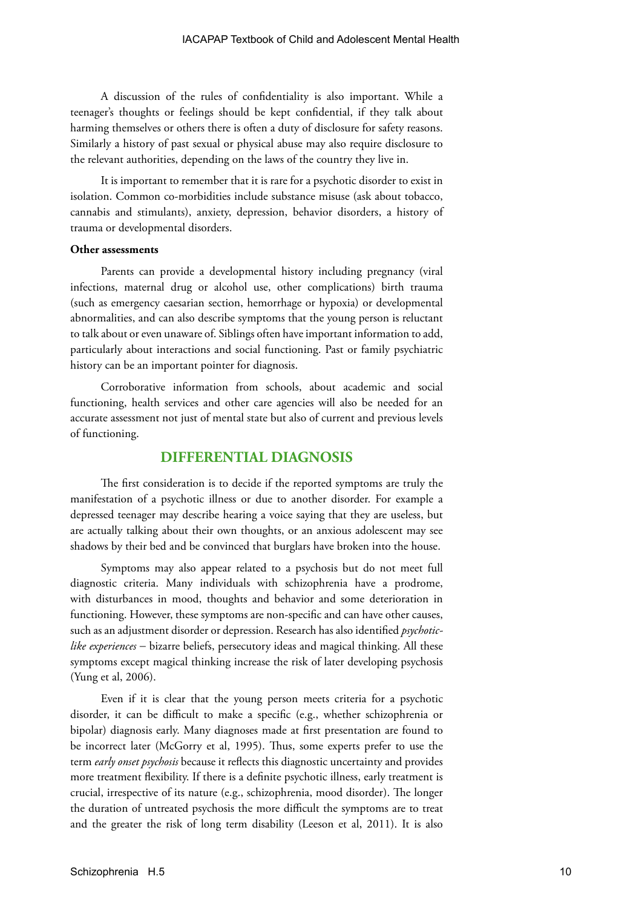A discussion of the rules of confidentiality is also important. While a teenager's thoughts or feelings should be kept confidential, if they talk about harming themselves or others there is often a duty of disclosure for safety reasons. Similarly a history of past sexual or physical abuse may also require disclosure to the relevant authorities, depending on the laws of the country they live in.

It is important to remember that it is rare for a psychotic disorder to exist in isolation. Common co-morbidities include substance misuse (ask about tobacco, cannabis and stimulants), anxiety, depression, behavior disorders, a history of trauma or developmental disorders.

**Other assessments**

Parents can provide a developmental history including pregnancy (viral infections, maternal drug or alcohol use, other complications) birth trauma (such as emergency caesarian section, hemorrhage or hypoxia) or developmental abnormalities, and can also describe symptoms that the young person is reluctant to talk about or even unaware of. Siblings often have important information to add, particularly about interactions and social functioning. Past or family psychiatric history can be an important pointer for diagnosis.

Corroborative information from schools, about academic and social functioning, health services and other care agencies will also be needed for an accurate assessment not just of mental state but also of current and previous levels of functioning.

## DIFFERENTIAL DIAGNOSIS

The first consideration is to decide if the reported symptoms are truly the manifestation of a psychotic illness or due to another disorder. For example a depressed teenager may describe hearing a voice saying that they are useless, but are actually talking about their own thoughts, or an anxious adolescent may see shadows by their bed and be convinced that burglars have broken into the house.

Symptoms may also appear related to a psychosis but do not meet full diagnostic criteria. Many individuals with schizophrenia have a prodrome, with disturbances in mood, thoughts and behavior and some deterioration in functioning. However, these symptoms are non-specific and can have other causes, such as an adjustment disorder or depression. Research has also identified *psychotic-like experiences* – bizarre beliefs, persecutory ideas and magical thinking. All these symptoms except magical thinking increase the risk of later developing psychosis (Yung et al, 2006).

Even if it is clear that the young person meets criteria for a psychotic disorder, it can be difficult to make a specific (e.g., whether schizophrenia or bipolar) diagnosis early. Many diagnoses made at first presentation are found to be incorrect later (McGorry et al, 1995). Thus, some experts prefer to use the term *early onset psychosis* because it reflects this diagnostic uncertainty and provides more treatment flexibility. If there is a definite psychotic illness, early treatment is crucial, irrespective of its nature (e.g., schizophrenia, mood disorder). The longer the duration of untreated psychosis the more difficult the symptoms are to treat and the greater the risk of long term disability (Leeson et al, 2011). It is also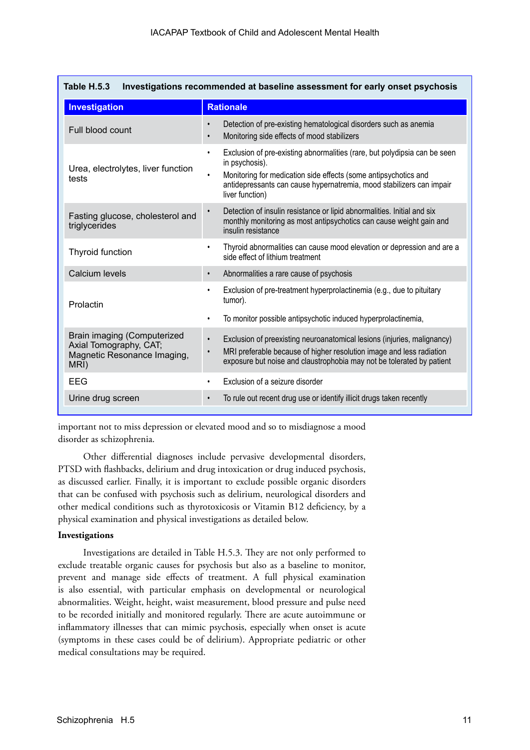**Table H.5.3 Investigations recommended at baseline assessment for early onset psychosis**

| Investigation | Rationale |
|---|---|
| Full blood count | • Detection of pre-existing hematological disorders such as anemia<br>• Monitoring side effects of mood stabilizers |
| Urea, electrolytes, liver function tests | • Exclusion of pre-existing abnormalities (rare, but polydipsia can be seen in psychosis).<br>• Monitoring for medication side effects (some antipsychotics and antidepressants can cause hypernatremia, mood stabilizers can impair liver function) |
| Fasting glucose, cholesterol and triglycerides | • Detection of insulin resistance or lipid abnormalities. Initial and six monthly monitoring as most antipsychotics can cause weight gain and insulin resistance |
| Thyroid function | • Thyroid abnormalities can cause mood elevation or depression and are a side effect of lithium treatment |
| Calcium levels | • Abnormalities a rare cause of psychosis |
| Prolactin | • Exclusion of pre-treatment hyperprolactinemia (e.g., due to pituitary tumor).<br>• To monitor possible antipsychotic induced hyperprolactinemia, |
| Brain imaging (Computerized Axial Tomography, CAT; Magnetic Resonance Imaging, MRI) | • Exclusion of preexisting neuroanatomical lesions (injuries, malignancy)<br>• MRI preferable because of higher resolution image and less radiation exposure but noise and claustrophobia may not be tolerated by patient |
| EEG | • Exclusion of a seizure disorder |
| Urine drug screen | • To rule out recent drug use or identify illicit drugs taken recently |

important not to miss depression or elevated mood and so to misdiagnose a mood disorder as schizophrenia.

Other differential diagnoses include pervasive developmental disorders, PTSD with flashbacks, delirium and drug intoxication or drug induced psychosis, as discussed earlier. Finally, it is important to exclude possible organic disorders that can be confused with psychosis such as delirium, neurological disorders and other medical conditions such as thyrotoxicosis or Vitamin B12 deficiency, by a physical examination and physical investigations as detailed below.

**Investigations**

Investigations are detailed in Table H.5.3. They are not only performed to exclude treatable organic causes for psychosis but also as a baseline to monitor, prevent and manage side effects of treatment. A full physical examination is also essential, with particular emphasis on developmental or neurological abnormalities. Weight, height, waist measurement, blood pressure and pulse need to be recorded initially and monitored regularly. There are acute autoimmune or inflammatory illnesses that can mimic psychosis, especially when onset is acute (symptoms in these cases could be of delirium). Appropriate pediatric or other medical consultations may be required.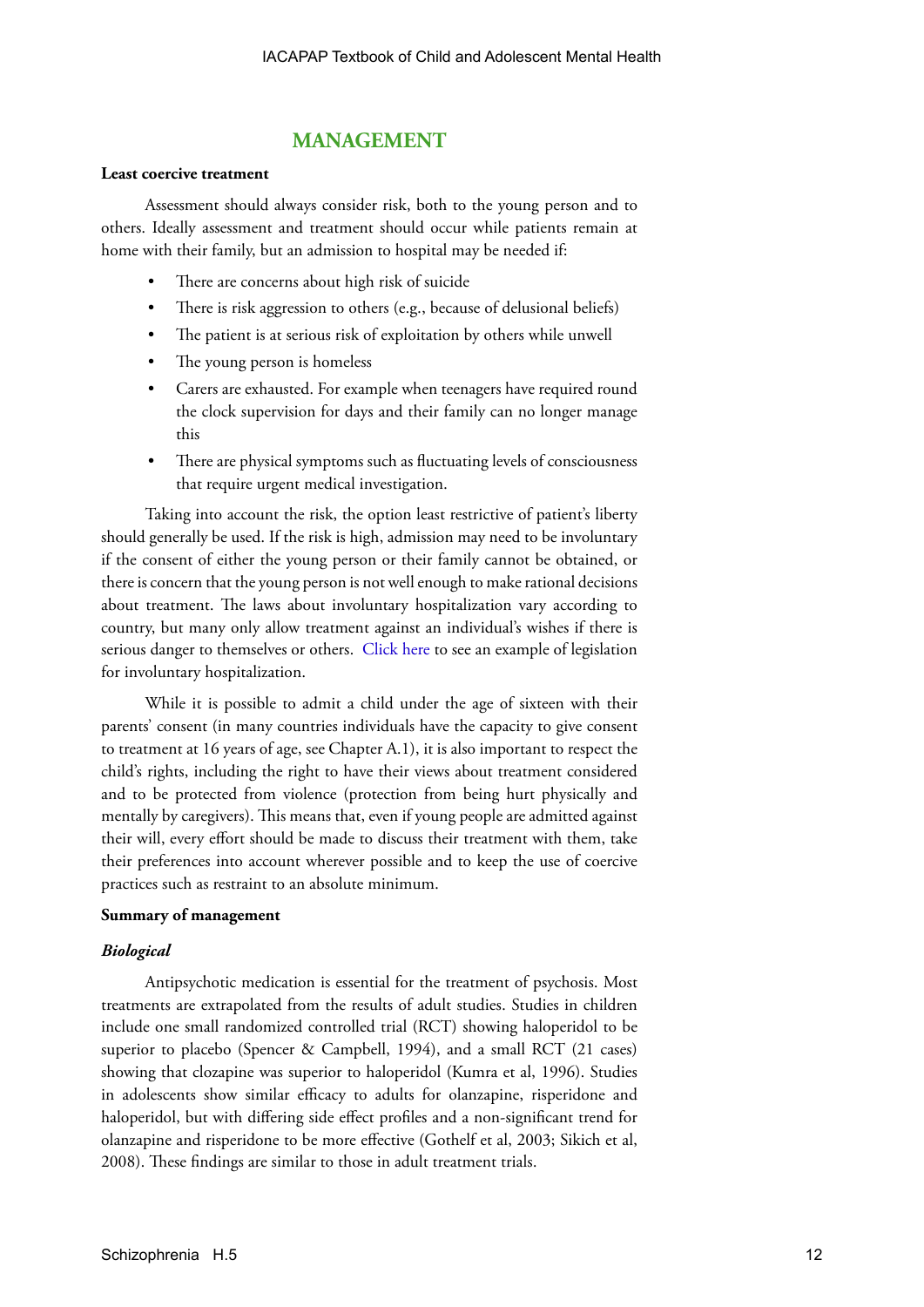## MANAGEMENT

**Least coercive treatment**

Assessment should always consider risk, both to the young person and to others. Ideally assessment and treatment should occur while patients remain at home with their family, but an admission to hospital may be needed if:

- There are concerns about high risk of suicide
- There is risk aggression to others (e.g., because of delusional beliefs)
- The patient is at serious risk of exploitation by others while unwell
- The young person is homeless
- Carers are exhausted. For example when teenagers have required round the clock supervision for days and their family can no longer manage this
- There are physical symptoms such as fluctuating levels of consciousness that require urgent medical investigation.

Taking into account the risk, the option least restrictive of patient's liberty should generally be used. If the risk is high, admission may need to be involuntary if the consent of either the young person or their family cannot be obtained, or there is concern that the young person is not well enough to make rational decisions about treatment. The laws about involuntary hospitalization vary according to country, but many only allow treatment against an individual's wishes if there is serious danger to themselves or others. Click here to see an example of legislation for involuntary hospitalization.

While it is possible to admit a child under the age of sixteen with their parents' consent (in many countries individuals have the capacity to give consent to treatment at 16 years of age, see Chapter A.1), it is also important to respect the child's rights, including the right to have their views about treatment considered and to be protected from violence (protection from being hurt physically and mentally by caregivers). This means that, even if young people are admitted against their will, every effort should be made to discuss their treatment with them, take their preferences into account wherever possible and to keep the use of coercive practices such as restraint to an absolute minimum.

**Summary of management**

***Biological***

Antipsychotic medication is essential for the treatment of psychosis. Most treatments are extrapolated from the results of adult studies. Studies in children include one small randomized controlled trial (RCT) showing haloperidol to be superior to placebo (Spencer & Campbell, 1994), and a small RCT (21 cases) showing that clozapine was superior to haloperidol (Kumra et al, 1996). Studies in adolescents show similar efficacy to adults for olanzapine, risperidone and haloperidol, but with differing side effect profiles and a non-significant trend for olanzapine and risperidone to be more effective (Gothelf et al, 2003; Sikich et al, 2008). These findings are similar to those in adult treatment trials.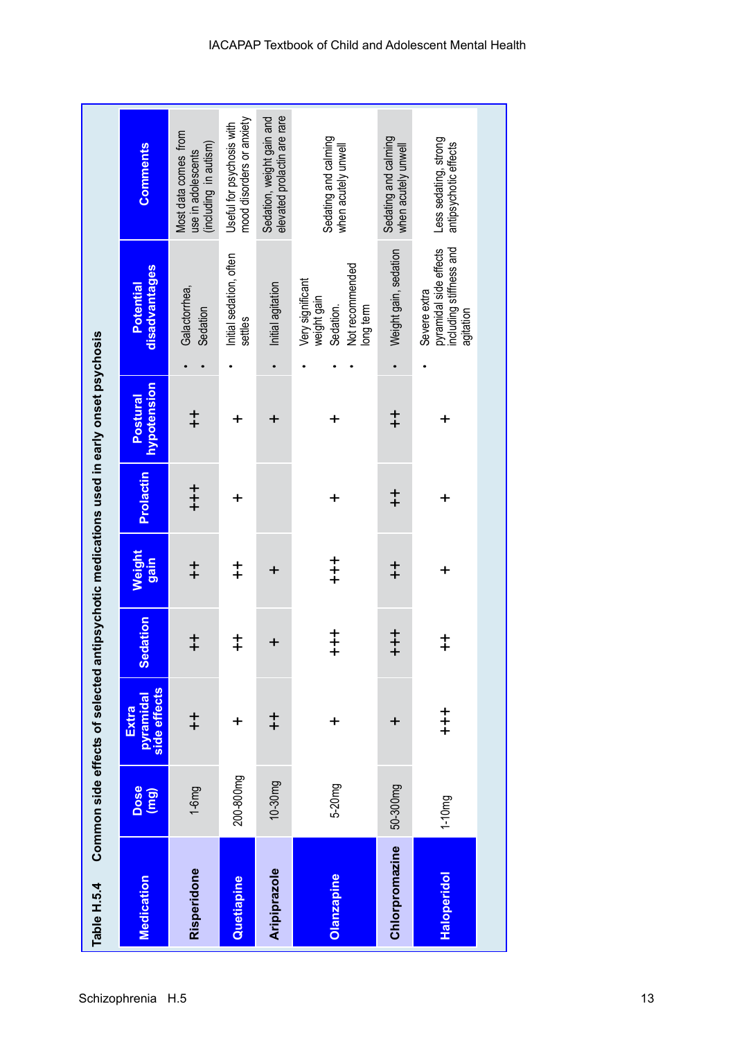**Table H.5.4 Common side effects of selected antipsychotic medications used in early onset psychosis**

| Medication | Dose (mg) | Extra pyramidal side effects | Sedation | Weight gain | Prolactin | Postural hypotension | Potential disadvantages | Comments |
|---|---|---|---|---|---|---|---|---|
| Risperidone | 1-6mg | ++ | ++ | ++ | +++ | ++ | • Galactorrhea, • Sedation | Most data comes from use in adolescents (including in autism) |
| Quetiapine | 200-800mg | + | ++ | ++ | + | + | • Initial sedation, often settles | Useful for psychosis with mood disorders or anxiety |
| Aripiprazole | 10-30mg | ++ | + | + | | + | • Initial agitation | Sedation, weight gain and elevated prolactin are rare |
| Olanzapine | 5-20mg | + | +++ | +++ | + | + | • Very significant weight gain • Sedation. • Not recommended long term | Sedating and calming when acutely unwell |
| Chlorpromazine | 50-300mg | + | +++ | ++ | ++ | ++ | • Weight gain, sedation | Sedating and calming when acutely unwell |
| Haloperidol | 1-10mg | +++ | ++ | + | + | + | • Severe extra pyramidal side effects including stiffness and agitation | Less sedating, strong antipsychotic effects |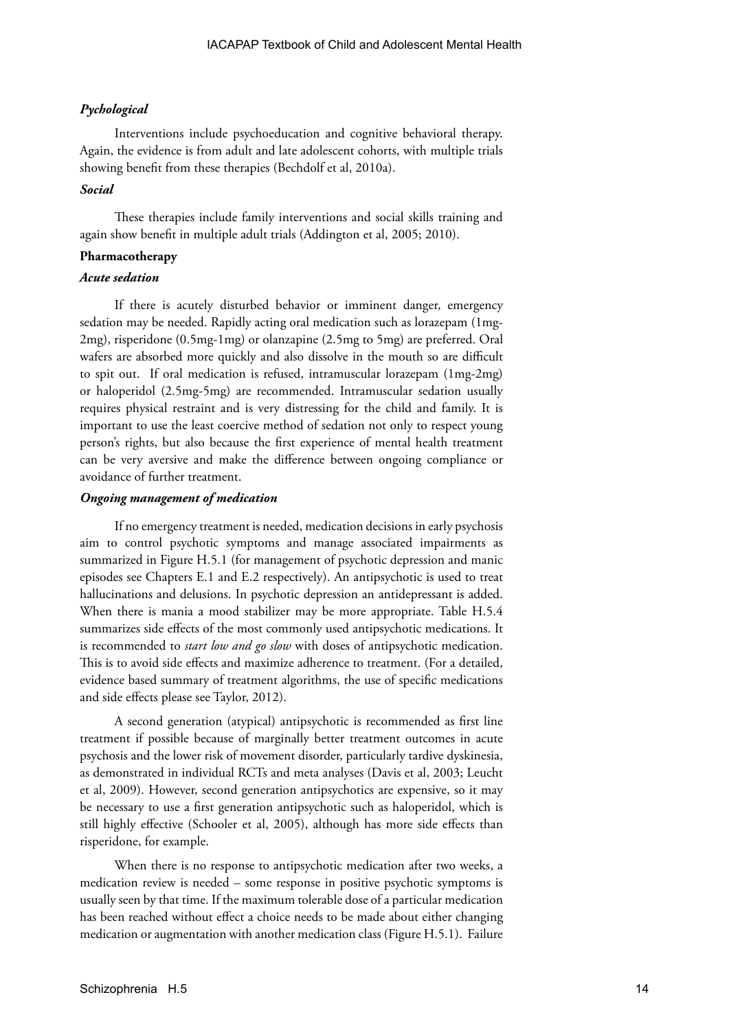### *Pychological*

Interventions include psychoeducation and cognitive behavioral therapy. Again, the evidence is from adult and late adolescent cohorts, with multiple trials showing benefit from these therapies (Bechdolf et al, 2010a).

### *Social*

These therapies include family interventions and social skills training and again show benefit in multiple adult trials (Addington et al, 2005; 2010).

## **Pharmacotherapy**

### *Acute sedation*

If there is acutely disturbed behavior or imminent danger, emergency sedation may be needed. Rapidly acting oral medication such as lorazepam (1mg-2mg), risperidone (0.5mg-1mg) or olanzapine (2.5mg to 5mg) are preferred. Oral wafers are absorbed more quickly and also dissolve in the mouth so are difficult to spit out. If oral medication is refused, intramuscular lorazepam (1mg-2mg) or haloperidol (2.5mg-5mg) are recommended. Intramuscular sedation usually requires physical restraint and is very distressing for the child and family. It is important to use the least coercive method of sedation not only to respect young person's rights, but also because the first experience of mental health treatment can be very aversive and make the difference between ongoing compliance or avoidance of further treatment.

### *Ongoing management of medication*

If no emergency treatment is needed, medication decisions in early psychosis aim to control psychotic symptoms and manage associated impairments as summarized in Figure H.5.1 (for management of psychotic depression and manic episodes see Chapters E.1 and E.2 respectively). An antipsychotic is used to treat hallucinations and delusions. In psychotic depression an antidepressant is added. When there is mania a mood stabilizer may be more appropriate. Table H.5.4 summarizes side effects of the most commonly used antipsychotic medications. It is recommended to *start low and go slow* with doses of antipsychotic medication. This is to avoid side effects and maximize adherence to treatment. (For a detailed, evidence based summary of treatment algorithms, the use of specific medications and side effects please see Taylor, 2012).

A second generation (atypical) antipsychotic is recommended as first line treatment if possible because of marginally better treatment outcomes in acute psychosis and the lower risk of movement disorder, particularly tardive dyskinesia, as demonstrated in individual RCTs and meta analyses (Davis et al, 2003; Leucht et al, 2009). However, second generation antipsychotics are expensive, so it may be necessary to use a first generation antipsychotic such as haloperidol, which is still highly effective (Schooler et al, 2005), although has more side effects than risperidone, for example.

When there is no response to antipsychotic medication after two weeks, a medication review is needed – some response in positive psychotic symptoms is usually seen by that time. If the maximum tolerable dose of a particular medication has been reached without effect a choice needs to be made about either changing medication or augmentation with another medication class (Figure H.5.1). Failure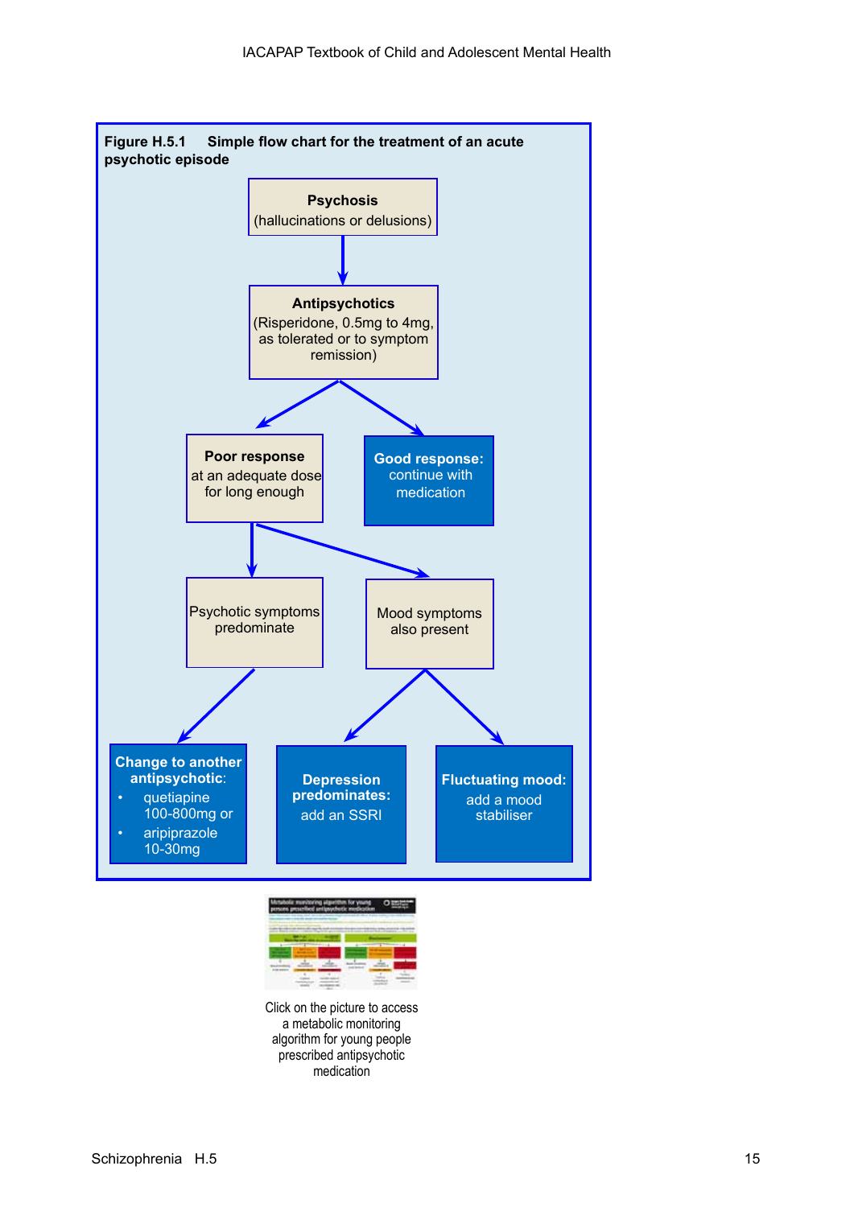**Figure H.5.1 Simple flow chart for the treatment of an acute psychotic episode**

**Psychosis**
(hallucinations or delusions)

↓

**Antipsychotics**
(Risperidone, 0.5mg to 4mg, as tolerated or to symptom remission)

↓

- **Good response:** continue with medication
- **Poor response** at an adequate dose for long enough
  - Psychotic symptoms predominate
    - **Change to another antipsychotic**:
      - quetiapine 100-800mg or
      - aripiprazole 10-30mg
  - Mood symptoms also present
    - **Depression predominates:** add an SSRI
    - **Fluctuating mood:** add a mood stabiliser

Click on the picture to access a metabolic monitoring algorithm for young people prescribed antipsychotic medication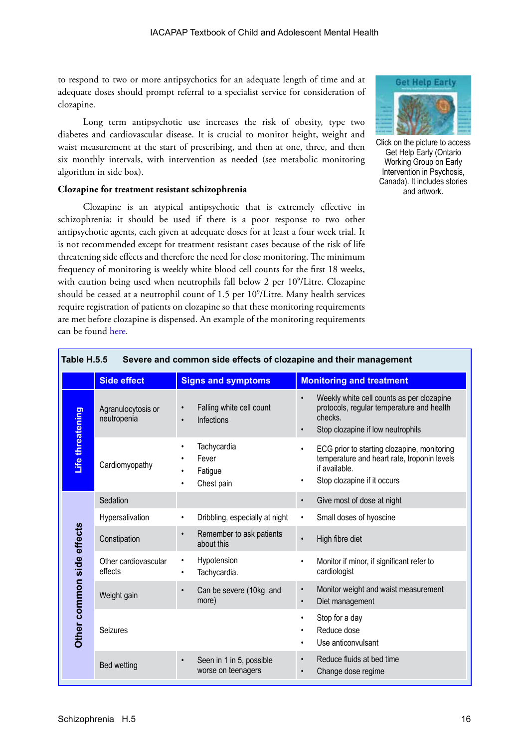to respond to two or more antipsychotics for an adequate length of time and at adequate doses should prompt referral to a specialist service for consideration of clozapine.

Long term antipsychotic use increases the risk of obesity, type two diabetes and cardiovascular disease. It is crucial to monitor height, weight and waist measurement at the start of prescribing, and then at one, three, and then six monthly intervals, with intervention as needed (see metabolic monitoring algorithm in side box).

Click on the picture to access Get Help Early (Ontario Working Group on Early Intervention in Psychosis, Canada). It includes stories and artwork.

**Clozapine for treatment resistant schizophrenia**

Clozapine is an atypical antipsychotic that is extremely effective in schizophrenia; it should be used if there is a poor response to two other antipsychotic agents, each given at adequate doses for at least a four week trial. It is not recommended except for treatment resistant cases because of the risk of life threatening side effects and therefore the need for close monitoring. The minimum frequency of monitoring is weekly white blood cell counts for the first 18 weeks, with caution being used when neutrophils fall below 2 per $10^9$/Litre. Clozapine should be ceased at a neutrophil count of 1.5 per $10^9$/Litre. Many health services require registration of patients on clozapine so that these monitoring requirements are met before clozapine is dispensed. An example of the monitoring requirements can be found here.

**Table H.5.5 Severe and common side effects of clozapine and their management**

| | Side effect | Signs and symptoms | Monitoring and treatment |
|---|---|---|---|
| Life threatening | Agranulocytosis or neutropenia | • Falling white cell count<br>• Infections | • Weekly white cell counts as per clozapine protocols, regular temperature and health checks.<br>• Stop clozapine if low neutrophils |
| | Cardiomyopathy | • Tachycardia<br>• Fever<br>• Fatigue<br>• Chest pain | • ECG prior to starting clozapine, monitoring temperature and heart rate, troponin levels if available.<br>• Stop clozapine if it occurs |
| Other common side effects | Sedation | | • Give most of dose at night |
| | Hypersalivation | • Dribbling, especially at night | • Small doses of hyoscine |
| | Constipation | • Remember to ask patients about this | • High fibre diet |
| | Other cardiovascular effects | • Hypotension<br>• Tachycardia. | • Monitor if minor, if significant refer to cardiologist |
| | Weight gain | • Can be severe (10kg and more) | • Monitor weight and waist measurement<br>• Diet management |
| | Seizures | | • Stop for a day<br>• Reduce dose<br>• Use anticonvulsant |
| | Bed wetting | • Seen in 1 in 5, possible worse on teenagers | • Reduce fluids at bed time<br>• Change dose regime |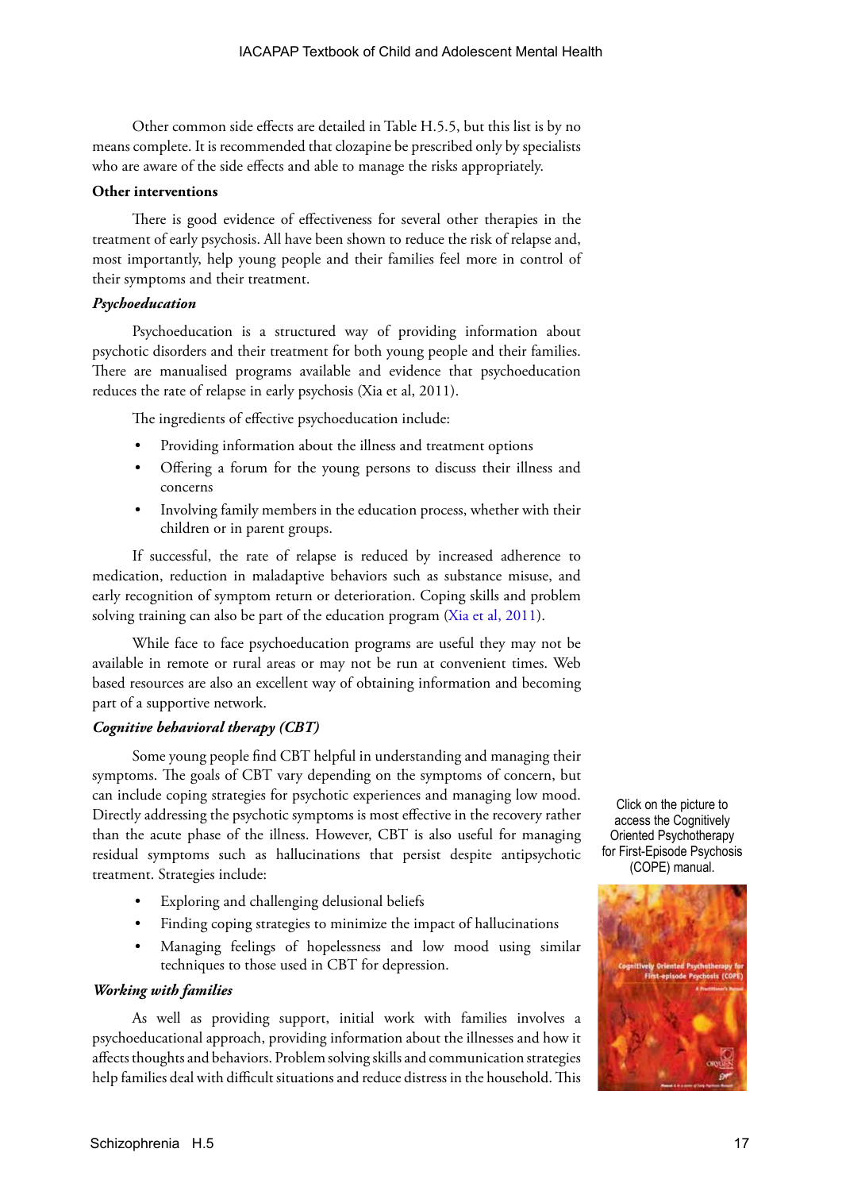Other common side effects are detailed in Table H.5.5, but this list is by no means complete. It is recommended that clozapine be prescribed only by specialists who are aware of the side effects and able to manage the risks appropriately.

**Other interventions**

There is good evidence of effectiveness for several other therapies in the treatment of early psychosis. All have been shown to reduce the risk of relapse and, most importantly, help young people and their families feel more in control of their symptoms and their treatment.

***Psychoeducation***

Psychoeducation is a structured way of providing information about psychotic disorders and their treatment for both young people and their families. There are manualised programs available and evidence that psychoeducation reduces the rate of relapse in early psychosis (Xia et al, 2011).

The ingredients of effective psychoeducation include:

- Providing information about the illness and treatment options
- Offering a forum for the young persons to discuss their illness and concerns
- Involving family members in the education process, whether with their children or in parent groups.

If successful, the rate of relapse is reduced by increased adherence to medication, reduction in maladaptive behaviors such as substance misuse, and early recognition of symptom return or deterioration. Coping skills and problem solving training can also be part of the education program (Xia et al, 2011).

While face to face psychoeducation programs are useful they may not be available in remote or rural areas or may not be run at convenient times. Web based resources are also an excellent way of obtaining information and becoming part of a supportive network.

***Cognitive behavioral therapy (CBT)***

Some young people find CBT helpful in understanding and managing their symptoms. The goals of CBT vary depending on the symptoms of concern, but can include coping strategies for psychotic experiences and managing low mood. Directly addressing the psychotic symptoms is most effective in the recovery rather than the acute phase of the illness. However, CBT is also useful for managing residual symptoms such as hallucinations that persist despite antipsychotic treatment. Strategies include:

- Exploring and challenging delusional beliefs
- Finding coping strategies to minimize the impact of hallucinations
- Managing feelings of hopelessness and low mood using similar techniques to those used in CBT for depression.

Click on the picture to access the Cognitively Oriented Psychotherapy for First-Episode Psychosis (COPE) manual.

***Working with families***

As well as providing support, initial work with families involves a psychoeducational approach, providing information about the illnesses and how it affects thoughts and behaviors. Problem solving skills and communication strategies help families deal with difficult situations and reduce distress in the household. This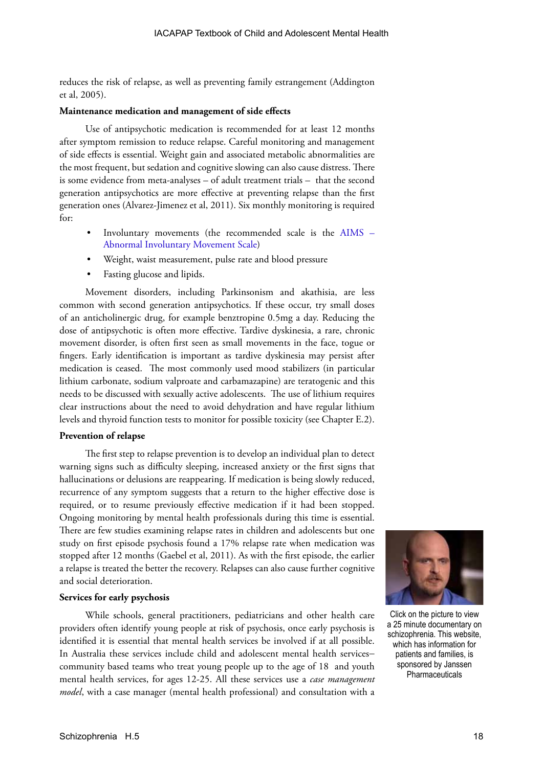reduces the risk of relapse, as well as preventing family estrangement (Addington et al, 2005).

**Maintenance medication and management of side effects**

Use of antipsychotic medication is recommended for at least 12 months after symptom remission to reduce relapse. Careful monitoring and management of side effects is essential. Weight gain and associated metabolic abnormalities are the most frequent, but sedation and cognitive slowing can also cause distress. There is some evidence from meta-analyses – of adult treatment trials – that the second generation antipsychotics are more effective at preventing relapse than the first generation ones (Alvarez-Jimenez et al, 2011). Six monthly monitoring is required for:

- Involuntary movements (the recommended scale is the AIMS – Abnormal Involuntary Movement Scale)
- Weight, waist measurement, pulse rate and blood pressure
- Fasting glucose and lipids.

Movement disorders, including Parkinsonism and akathisia, are less common with second generation antipsychotics. If these occur, try small doses of an anticholinergic drug, for example benztropine 0.5mg a day. Reducing the dose of antipsychotic is often more effective. Tardive dyskinesia, a rare, chronic movement disorder, is often first seen as small movements in the face, togue or fingers. Early identification is important as tardive dyskinesia may persist after medication is ceased. The most commonly used mood stabilizers (in particular lithium carbonate, sodium valproate and carbamazepine) are teratogenic and this needs to be discussed with sexually active adolescents. The use of lithium requires clear instructions about the need to avoid dehydration and have regular lithium levels and thyroid function tests to monitor for possible toxicity (see Chapter E.2).

**Prevention of relapse**

The first step to relapse prevention is to develop an individual plan to detect warning signs such as difficulty sleeping, increased anxiety or the first signs that hallucinations or delusions are reappearing. If medication is being slowly reduced, recurrence of any symptom suggests that a return to the higher effective dose is required, or to resume previously effective medication if it had been stopped. Ongoing monitoring by mental health professionals during this time is essential. There are few studies examining relapse rates in children and adolescents but one study on first episode psychosis found a 17% relapse rate when medication was stopped after 12 months (Gaebel et al, 2011). As with the first episode, the earlier a relapse is treated the better the recovery. Relapses can also cause further cognitive and social deterioration.

**Services for early psychosis**

While schools, general practitioners, pediatricians and other health care providers often identify young people at risk of psychosis, once early psychosis is identified it is essential that mental health services be involved if at all possible. In Australia these services include child and adolescent mental health services–community based teams who treat young people up to the age of 18 and youth mental health services, for ages 12-25. All these services use a *case management model*, with a case manager (mental health professional) and consultation with a

Click on the picture to view a 25 minute documentary on schizophrenia. This website, which has information for patients and families, is sponsored by Janssen Pharmaceuticals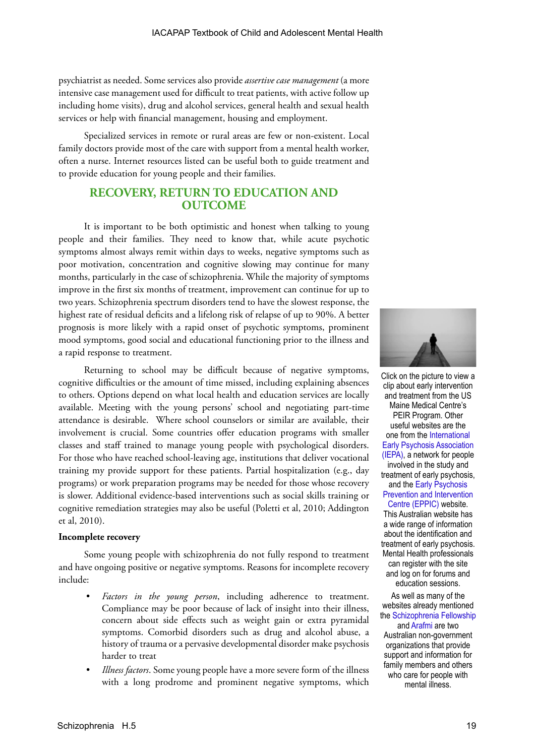psychiatrist as needed. Some services also provide *assertive case management* (a more intensive case management used for difficult to treat patients, with active follow up including home visits), drug and alcohol services, general health and sexual health services or help with financial management, housing and employment.

Specialized services in remote or rural areas are few or non-existent. Local family doctors provide most of the care with support from a mental health worker, often a nurse. Internet resources listed can be useful both to guide treatment and to provide education for young people and their families.

## RECOVERY, RETURN TO EDUCATION AND OUTCOME

It is important to be both optimistic and honest when talking to young people and their families. They need to know that, while acute psychotic symptoms almost always remit within days to weeks, negative symptoms such as poor motivation, concentration and cognitive slowing may continue for many months, particularly in the case of schizophrenia. While the majority of symptoms improve in the first six months of treatment, improvement can continue for up to two years. Schizophrenia spectrum disorders tend to have the slowest response, the highest rate of residual deficits and a lifelong risk of relapse of up to 90%. A better prognosis is more likely with a rapid onset of psychotic symptoms, prominent mood symptoms, good social and educational functioning prior to the illness and a rapid response to treatment.

Returning to school may be difficult because of negative symptoms, cognitive difficulties or the amount of time missed, including explaining absences to others. Options depend on what local health and education services are locally available. Meeting with the young persons' school and negotiating part-time attendance is desirable. Where school counselors or similar are available, their involvement is crucial. Some countries offer education programs with smaller classes and staff trained to manage young people with psychological disorders. For those who have reached school-leaving age, institutions that deliver vocational training my provide support for these patients. Partial hospitalization (e.g., day programs) or work preparation programs may be needed for those whose recovery is slower. Additional evidence-based interventions such as social skills training or cognitive remediation strategies may also be useful (Poletti et al, 2010; Addington et al, 2010).

Click on the picture to view a clip about early intervention and treatment from the US Maine Medical Centre's PEIR Program. Other useful websites are the one from the International Early Psychosis Association (IEPA), a network for people involved in the study and treatment of early psychosis, and the Early Psychosis Prevention and Intervention Centre (EPPIC) website. This Australian website has a wide range of information about the identification and treatment of early psychosis. Mental Health professionals can register with the site and log on for forums and education sessions.

As well as many of the websites already mentioned the Schizophrenia Fellowship and Arafmi are two Australian non-government organizations that provide support and information for family members and others who care for people with mental illness.

### Incomplete recovery

Some young people with schizophrenia do not fully respond to treatment and have ongoing positive or negative symptoms. Reasons for incomplete recovery include:

- *Factors in the young person*, including adherence to treatment. Compliance may be poor because of lack of insight into their illness, concern about side effects such as weight gain or extra pyramidal symptoms. Comorbid disorders such as drug and alcohol abuse, a history of trauma or a pervasive developmental disorder make psychosis harder to treat
- *Illness factors*. Some young people have a more severe form of the illness with a long prodrome and prominent negative symptoms, which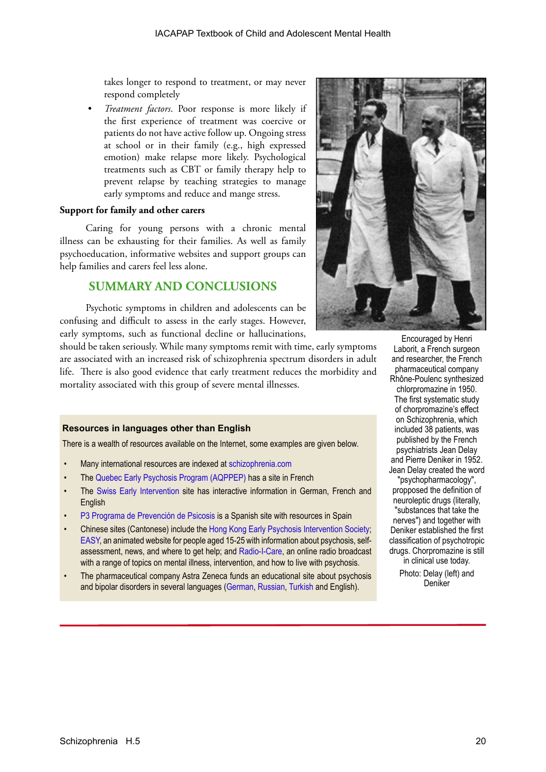takes longer to respond to treatment, or may never respond completely

- *Treatment factors*. Poor response is more likely if the first experience of treatment was coercive or patients do not have active follow up. Ongoing stress at school or in their family (e.g., high expressed emotion) make relapse more likely. Psychological treatments such as CBT or family therapy help to prevent relapse by teaching strategies to manage early symptoms and reduce and mange stress.

**Support for family and other carers**

Caring for young persons with a chronic mental illness can be exhausting for their families. As well as family psychoeducation, informative websites and support groups can help families and carers feel less alone.

## SUMMARY AND CONCLUSIONS

Psychotic symptoms in children and adolescents can be confusing and difficult to assess in the early stages. However, early symptoms, such as functional decline or hallucinations, should be taken seriously. While many symptoms remit with time, early symptoms are associated with an increased risk of schizophrenia spectrum disorders in adult life. There is also good evidence that early treatment reduces the morbidity and mortality associated with this group of severe mental illnesses.

Encouraged by Henri Laborit, a French surgeon and researcher, the French pharmaceutical company Rhône-Poulenc synthesized chlorpromazine in 1950. The first systematic study of chorpromazine's effect on Schizophrenia, which included 38 patients, was published by the French psychiatrists Jean Delay and Pierre Deniker in 1952. Jean Delay created the word "psychopharmacology", propposed the definition of neuroleptic drugs (literally, "substances that take the nerves") and together with Deniker established the first classification of psychotropic drugs. Chorpromazine is still in clinical use today.

Photo: Delay (left) and Deniker

**Resources in languages other than English**

There is a wealth of resources available on the Internet, some examples are given below.

- Many international resources are indexed at schizophrenia.com
- The Quebec Early Psychosis Program (AQPPEP) has a site in French
- The Swiss Early Intervention site has interactive information in German, French and English
- P3 Programa de Prevención de Psicosis is a Spanish site with resources in Spain
- Chinese sites (Cantonese) include the Hong Kong Early Psychosis Intervention Society; EASY, an animated website for people aged 15-25 with information about psychosis, self-assessment, news, and where to get help; and Radio-I-Care, an online radio broadcast with a range of topics on mental illness, intervention, and how to live with psychosis.
- The pharmaceutical company Astra Zeneca funds an educational site about psychosis and bipolar disorders in several languages (German, Russian, Turkish and English).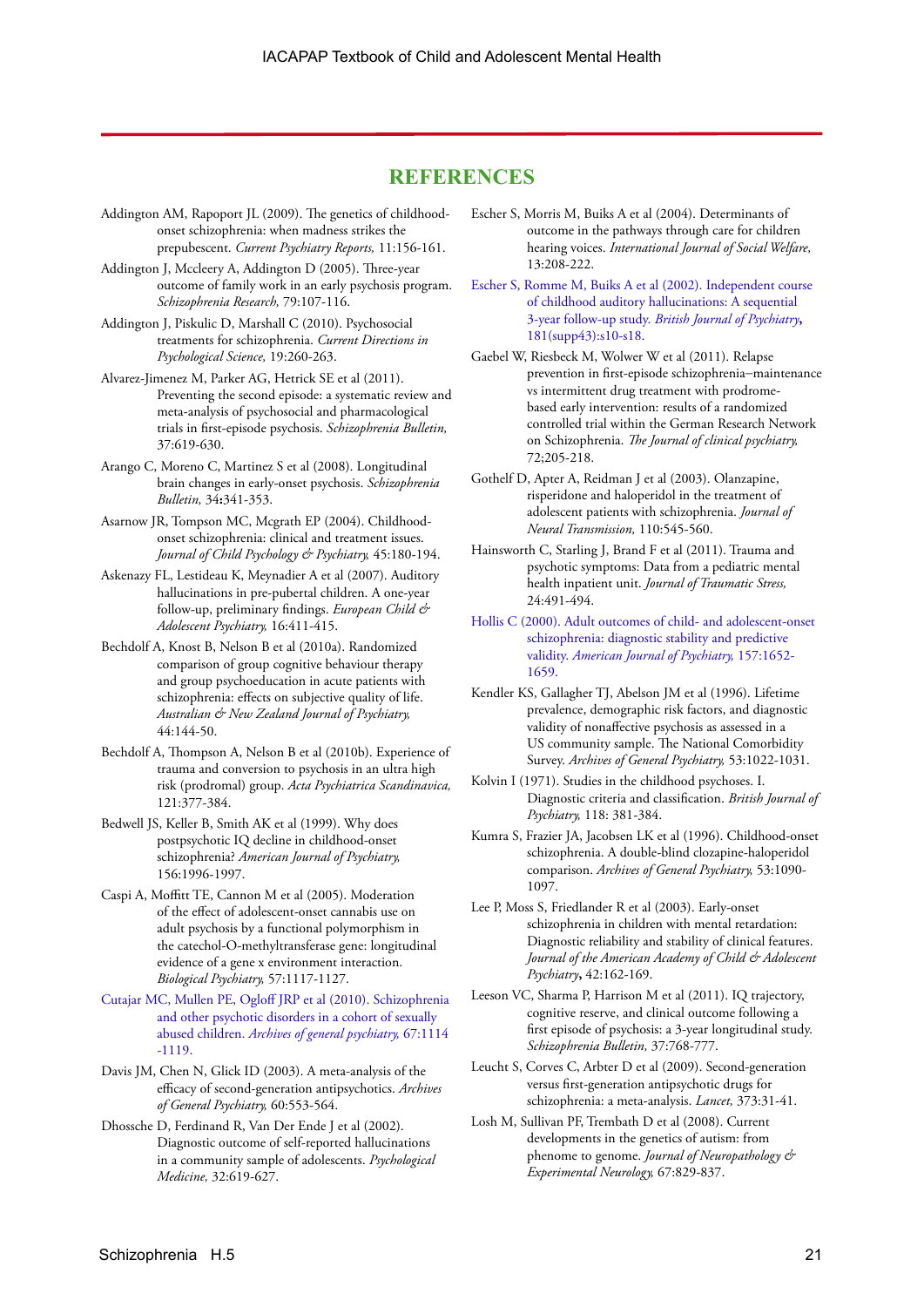## REFERENCES

Addington AM, Rapoport JL (2009). The genetics of childhood-onset schizophrenia: when madness strikes the prepubescent. *Current Psychiatry Reports,* 11:156-161.

Addington J, Mccleery A, Addington D (2005). Three-year outcome of family work in an early psychosis program. *Schizophrenia Research,* 79:107-116.

Addington J, Piskulic D, Marshall C (2010). Psychosocial treatments for schizophrenia. *Current Directions in Psychological Science,* 19:260-263.

Alvarez-Jimenez M, Parker AG, Hetrick SE et al (2011). Preventing the second episode: a systematic review and meta-analysis of psychosocial and pharmacological trials in first-episode psychosis. *Schizophrenia Bulletin,* 37:619-630.

Arango C, Moreno C, Martinez S et al (2008). Longitudinal brain changes in early-onset psychosis. *Schizophrenia Bulletin,* 34**:**341-353.

Asarnow JR, Tompson MC, Mcgrath EP (2004). Childhood-onset schizophrenia: clinical and treatment issues. *Journal of Child Psychology & Psychiatry,* 45:180-194.

Askenazy FL, Lestideau K, Meynadier A et al (2007). Auditory hallucinations in pre-pubertal children. A one-year follow-up, preliminary findings. *European Child & Adolescent Psychiatry,* 16:411-415.

Bechdolf A, Knost B, Nelson B et al (2010a). Randomized comparison of group cognitive behaviour therapy and group psychoeducation in acute patients with schizophrenia: effects on subjective quality of life. *Australian & New Zealand Journal of Psychiatry,* 44:144-50.

Bechdolf A, Thompson A, Nelson B et al (2010b). Experience of trauma and conversion to psychosis in an ultra high risk (prodromal) group. *Acta Psychiatrica Scandinavica,* 121:377-384.

Bedwell JS, Keller B, Smith AK et al (1999). Why does postpsychotic IQ decline in childhood-onset schizophrenia? *American Journal of Psychiatry,* 156:1996-1997.

Caspi A, Moffitt TE, Cannon M et al (2005). Moderation of the effect of adolescent-onset cannabis use on adult psychosis by a functional polymorphism in the catechol-O-methyltransferase gene: longitudinal evidence of a gene x environment interaction. *Biological Psychiatry,* 57:1117-1127.

Cutajar MC, Mullen PE, Ogloff JRP et al (2010). Schizophrenia and other psychotic disorders in a cohort of sexually abused children. *Archives of general psychiatry,* 67:1114 -1119.

Davis JM, Chen N, Glick ID (2003). A meta-analysis of the efficacy of second-generation antipsychotics. *Archives of General Psychiatry,* 60:553-564.

Dhossche D, Ferdinand R, Van Der Ende J et al (2002). Diagnostic outcome of self-reported hallucinations in a community sample of adolescents. *Psychological Medicine,* 32:619-627.

Escher S, Morris M, Buiks A et al (2004). Determinants of outcome in the pathways through care for children hearing voices. *International Journal of Social Welfare,* 13:208-222.

Escher S, Romme M, Buiks A et al (2002). Independent course of childhood auditory hallucinations: A sequential 3-year follow-up study. *British Journal of Psychiatry***,** 181(supp43):s10-s18.

Gaebel W, Riesbeck M, Wolwer W et al (2011). Relapse prevention in first-episode schizophrenia–maintenance vs intermittent drug treatment with prodrome-based early intervention: results of a randomized controlled trial within the German Research Network on Schizophrenia. *The Journal of clinical psychiatry,* 72;205-218.

Gothelf D, Apter A, Reidman J et al (2003). Olanzapine, risperidone and haloperidol in the treatment of adolescent patients with schizophrenia. *Journal of Neural Transmission,* 110:545-560.

Hainsworth C, Starling J, Brand F et al (2011). Trauma and psychotic symptoms: Data from a pediatric mental health inpatient unit. *Journal of Traumatic Stress,* 24:491-494.

Hollis C (2000). Adult outcomes of child- and adolescent-onset schizophrenia: diagnostic stability and predictive validity. *American Journal of Psychiatry,* 157:1652-1659.

Kendler KS, Gallagher TJ, Abelson JM et al (1996). Lifetime prevalence, demographic risk factors, and diagnostic validity of nonaffective psychosis as assessed in a US community sample. The National Comorbidity Survey. *Archives of General Psychiatry,* 53:1022-1031.

Kolvin I (1971). Studies in the childhood psychoses. I. Diagnostic criteria and classification. *British Journal of Psychiatry,* 118: 381-384.

Kumra S, Frazier JA, Jacobsen LK et al (1996). Childhood-onset schizophrenia. A double-blind clozapine-haloperidol comparison. *Archives of General Psychiatry,* 53:1090-1097.

Lee P, Moss S, Friedlander R et al (2003). Early-onset schizophrenia in children with mental retardation: Diagnostic reliability and stability of clinical features. *Journal of the American Academy of Child & Adolescent Psychiatry***,** 42:162-169.

Leeson VC, Sharma P, Harrison M et al (2011). IQ trajectory, cognitive reserve, and clinical outcome following a first episode of psychosis: a 3-year longitudinal study. *Schizophrenia Bulletin,* 37:768-777.

Leucht S, Corves C, Arbter D et al (2009). Second-generation versus first-generation antipsychotic drugs for schizophrenia: a meta-analysis. *Lancet,* 373:31-41.

Losh M, Sullivan PF, Trembath D et al (2008). Current developments in the genetics of autism: from phenome to genome. *Journal of Neuropathology & Experimental Neurology,* 67:829-837.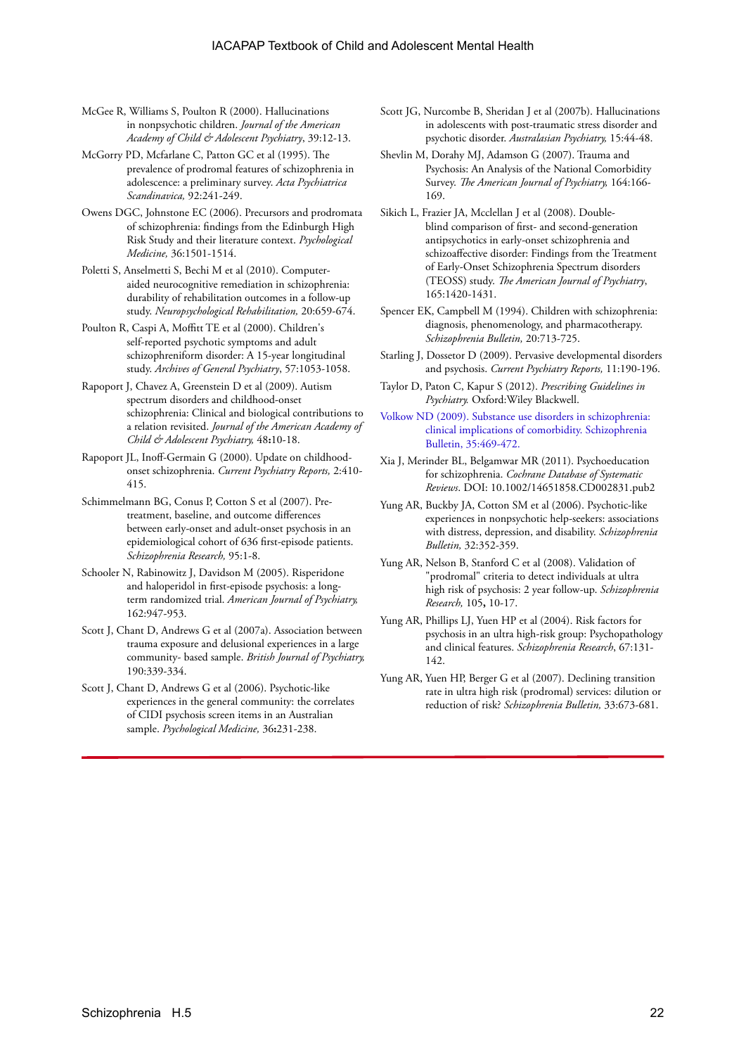McGee R, Williams S, Poulton R (2000). Hallucinations in nonpsychotic children. *Journal of the American Academy of Child & Adolescent Psychiatry*, 39:12-13.

McGorry PD, Mcfarlane C, Patton GC et al (1995). The prevalence of prodromal features of schizophrenia in adolescence: a preliminary survey. *Acta Psychiatrica Scandinavica,* 92:241-249.

Owens DGC, Johnstone EC (2006). Precursors and prodromata of schizophrenia: findings from the Edinburgh High Risk Study and their literature context. *Psychological Medicine,* 36:1501-1514.

Poletti S, Anselmetti S, Bechi M et al (2010). Computer-aided neurocognitive remediation in schizophrenia: durability of rehabilitation outcomes in a follow-up study. *Neuropsychological Rehabilitation,* 20:659-674.

Poulton R, Caspi A, Moffitt TE et al (2000). Children's self-reported psychotic symptoms and adult schizophreniform disorder: A 15-year longitudinal study. *Archives of General Psychiatry*, 57:1053-1058.

Rapoport J, Chavez A, Greenstein D et al (2009). Autism spectrum disorders and childhood-onset schizophrenia: Clinical and biological contributions to a relation revisited. *Journal of the American Academy of Child & Adolescent Psychiatry,* 48**:**10-18.

Rapoport JL, Inoff-Germain G (2000). Update on childhood-onset schizophrenia. *Current Psychiatry Reports,* 2:410-415.

Schimmelmann BG, Conus P, Cotton S et al (2007). Pre-treatment, baseline, and outcome differences between early-onset and adult-onset psychosis in an epidemiological cohort of 636 first-episode patients. *Schizophrenia Research,* 95:1-8.

Schooler N, Rabinowitz J, Davidson M (2005). Risperidone and haloperidol in first-episode psychosis: a long-term randomized trial. *American Journal of Psychiatry,* 162:947-953.

Scott J, Chant D, Andrews G et al (2007a). Association between trauma exposure and delusional experiences in a large community- based sample. *British Journal of Psychiatry,* 190:339-334.

Scott J, Chant D, Andrews G et al (2006). Psychotic-like experiences in the general community: the correlates of CIDI psychosis screen items in an Australian sample. *Psychological Medicine,* 36**:**231-238.

Scott JG, Nurcombe B, Sheridan J et al (2007b). Hallucinations in adolescents with post-traumatic stress disorder and psychotic disorder. *Australasian Psychiatry,* 15:44-48.

Shevlin M, Dorahy MJ, Adamson G (2007). Trauma and Psychosis: An Analysis of the National Comorbidity Survey. *The American Journal of Psychiatry,* 164:166-169.

Sikich L, Frazier JA, Mcclellan J et al (2008). Double-blind comparison of first- and second-generation antipsychotics in early-onset schizophrenia and schizoaffective disorder: Findings from the Treatment of Early-Onset Schizophrenia Spectrum disorders (TEOSS) study. *The American Journal of Psychiatry*, 165:1420-1431.

Spencer EK, Campbell M (1994). Children with schizophrenia: diagnosis, phenomenology, and pharmacotherapy. *Schizophrenia Bulletin,* 20:713-725.

Starling J, Dossetor D (2009). Pervasive developmental disorders and psychosis. *Current Psychiatry Reports,* 11:190-196.

Taylor D, Paton C, Kapur S (2012). *Prescribing Guidelines in Psychiatry.* Oxford:Wiley Blackwell.

Volkow ND (2009). Substance use disorders in schizophrenia: clinical implications of comorbidity. Schizophrenia Bulletin, 35:469-472.

Xia J, Merinder BL, Belgamwar MR (2011). Psychoeducation for schizophrenia. *Cochrane Database of Systematic Reviews*. DOI: 10.1002/14651858.CD002831.pub2

Yung AR, Buckby JA, Cotton SM et al (2006). Psychotic-like experiences in nonpsychotic help-seekers: associations with distress, depression, and disability. *Schizophrenia Bulletin,* 32:352-359.

Yung AR, Nelson B, Stanford C et al (2008). Validation of "prodromal" criteria to detect individuals at ultra high risk of psychosis: 2 year follow-up. *Schizophrenia Research,* 105**,** 10-17.

Yung AR, Phillips LJ, Yuen HP et al (2004). Risk factors for psychosis in an ultra high-risk group: Psychopathology and clinical features. *Schizophrenia Research*, 67:131-142.

Yung AR, Yuen HP, Berger G et al (2007). Declining transition rate in ultra high risk (prodromal) services: dilution or reduction of risk? *Schizophrenia Bulletin,* 33:673-681.